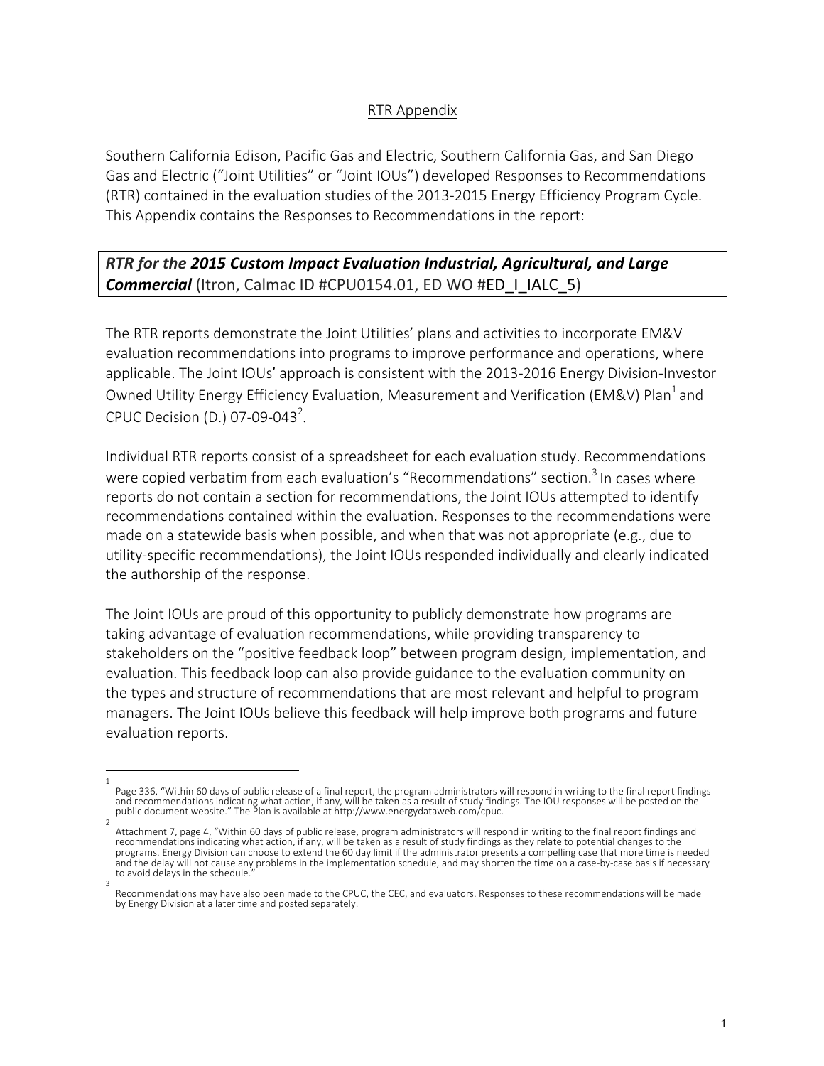## RTR Appendix

Southern California Edison, Pacific Gas and Electric, Southern California Gas, and San Diego Gas and Electric ("Joint Utilities" or "Joint IOUs") developed Responses to Recommendations (RTR) contained in the evaluation studies of the 2013-2015 Energy Efficiency Program Cycle. This Appendix contains the Responses to Recommendations in the report:

***RTR for the 2015 Custom Impact Evaluation Industrial, Agricultural, and Large Commercial*** (Itron, Calmac ID #CPU0154.01, ED WO #ED_I_IALC_5)

The RTR reports demonstrate the Joint Utilities' plans and activities to incorporate EM&V evaluation recommendations into programs to improve performance and operations, where applicable. The Joint IOUs' approach is consistent with the 2013-2016 Energy Division-Investor Owned Utility Energy Efficiency Evaluation, Measurement and Verification (EM&V) Plan[1] and CPUC Decision (D.) 07-09-043[2].

Individual RTR reports consist of a spreadsheet for each evaluation study. Recommendations were copied verbatim from each evaluation's "Recommendations" section.[3] In cases where reports do not contain a section for recommendations, the Joint IOUs attempted to identify recommendations contained within the evaluation. Responses to the recommendations were made on a statewide basis when possible, and when that was not appropriate (e.g., due to utility-specific recommendations), the Joint IOUs responded individually and clearly indicated the authorship of the response.

The Joint IOUs are proud of this opportunity to publicly demonstrate how programs are taking advantage of evaluation recommendations, while providing transparency to stakeholders on the "positive feedback loop" between program design, implementation, and evaluation. This feedback loop can also provide guidance to the evaluation community on the types and structure of recommendations that are most relevant and helpful to program managers. The Joint IOUs believe this feedback will help improve both programs and future evaluation reports.

---

[1] Page 336, "Within 60 days of public release of a final report, the program administrators will respond in writing to the final report findings and recommendations indicating what action, if any, will be taken as a result of study findings. The IOU responses will be posted on the public document website." The Plan is available at http://www.energydataweb.com/cpuc.

[2] Attachment 7, page 4, "Within 60 days of public release, program administrators will respond in writing to the final report findings and recommendations indicating what action, if any, will be taken as a result of study findings as they relate to potential changes to the programs. Energy Division can choose to extend the 60 day limit if the administrator presents a compelling case that more time is needed and the delay will not cause any problems in the implementation schedule, and may shorten the time on a case-by-case basis if necessary to avoid delays in the schedule."

[3] Recommendations may have also been made to the CPUC, the CEC, and evaluators. Responses to these recommendations will be made by Energy Division at a later time and posted separately.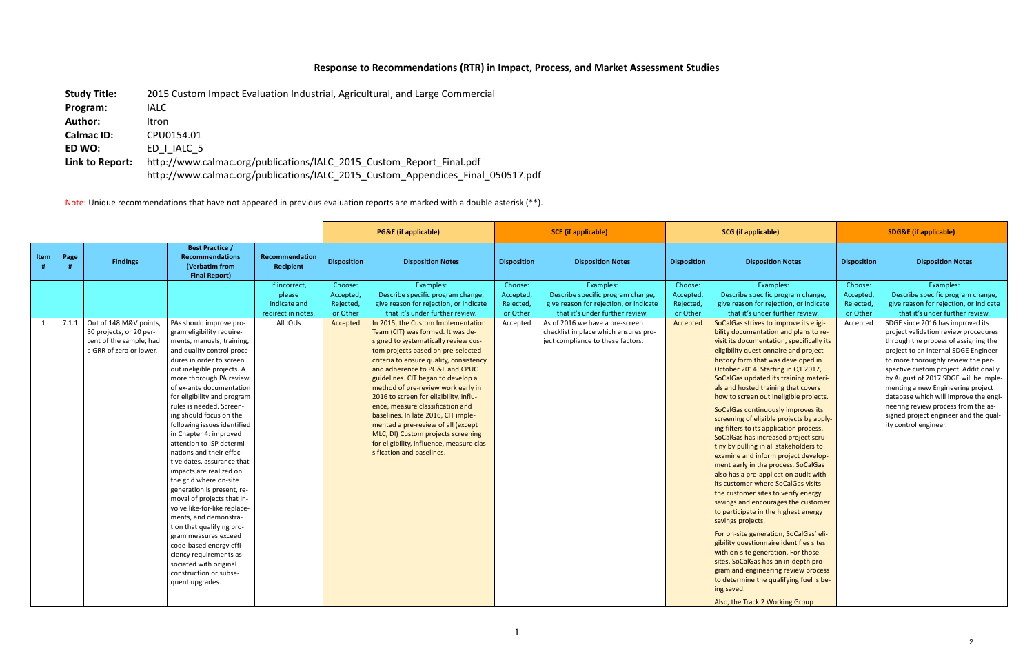# Response to Recommendations (RTR) in Impact, Process, and Market Assessment Studies

**Study Title:** 2015 Custom Impact Evaluation Industrial, Agricultural, and Large Commercial
**Program:** IALC
**Author:** Itron
**Calmac ID:** CPU0154.01
**ED WO:** ED_I_IALC_5
**Link to Report:** http://www.calmac.org/publications/IALC_2015_Custom_Report_Final.pdf
http://www.calmac.org/publications/IALC_2015_Custom_Appendices_Final_050517.pdf

Note: Unique recommendations that have not appeared in previous evaluation reports are marked with a double asterisk (**).

| | | | | | PG&E (if applicable) | | SCE (if applicable) | | SCG (if applicable) | | SDG&E (if applicable) | |
|---|---|---|---|---|---|---|---|---|---|---|---|---|
| **Item #** | **Page #** | **Findings** | **Best Practice / Recommendations (Verbatim from Final Report)** | **Recommendation Recipient** | **Disposition** | **Disposition Notes** | **Disposition** | **Disposition Notes** | **Disposition** | **Disposition Notes** | **Disposition** | **Disposition Notes** |
| | | | | If incorrect, please indicate and redirect in notes. | Choose: Accepted, Rejected, or Other | Examples: Describe specific program change, give reason for rejection, or indicate that it's under further review. | Choose: Accepted, Rejected, or Other | Examples: Describe specific program change, give reason for rejection, or indicate that it's under further review. | Choose: Accepted, Rejected, or Other | Examples: Describe specific program change, give reason for rejection, or indicate that it's under further review. | Choose: Accepted, Rejected, or Other | Examples: Describe specific program change, give reason for rejection, or indicate that it's under further review. |
| 1 | 7.1.1 | Out of 148 M&V points, 30 projects, or 20 percent of the sample, had a GRR of zero or lower. | PAs should improve program eligibility requirements, manuals, training, and quality control procedures in order to screen out ineligible projects. A more thorough PA review of ex-ante documentation for eligibility and program rules is needed. Screening should focus on the following issues identified in Chapter 4: improved attention to ISP determinations and their effective dates, assurance that impacts are realized on the grid where on-site generation is present, removal of projects that involve like-for-like replacements, and demonstration that qualifying program measures exceed code-based energy efficiency requirements associated with original construction or subsequent upgrades. | All IOUs | Accepted | In 2015, the Custom Implementation Team (CIT) was formed. It was designed to systematically review custom projects based on pre-selected criteria to ensure quality, consistency and adherence to PG&E and CPUC guidelines. CIT began to develop a method of pre-review work early in 2016 to screen for eligibility, influence, measure classification and baselines. In late 2016, CIT implemented a pre-review of all (except MLC, DI) Custom projects screening for eligibility, influence, measure classification and baselines. | Accepted | As of 2016 we have a pre-screen checklist in place which ensures project compliance to these factors. | Accepted | SoCalGas strives to improve its eligibility documentation and plans to revisit its documentation, specifically its eligibility questionnaire and project history form that was developed in October 2014. Starting in Q1 2017, SoCalGas updated its training materials and hosted training that covers how to screen out ineligible projects.<br><br>SoCalGas continuously improves its screening of eligible projects by applying filters to its application process. SoCalGas has increased project scrutiny by pulling in all stakeholders to examine and inform project development early in the process. SoCalGas also has a pre-application audit with its customer where SoCalGas visits the customer sites to verify energy savings and encourages the customer to participate in the highest energy savings projects.<br><br>For on-site generation, SoCalGas' eligibility questionnaire identifies sites with on-site generation. For those sites, SoCalGas has an in-depth program and engineering review process to determine the qualifying fuel is being saved.<br><br>Also, the Track 2 Working Group | Accepted | SDGE since 2016 has improved its project validation review procedures through the process of assigning the project to an internal SDGE Engineer to more thoroughly review the perspective custom project. Additionally by August of 2017 SDGE will be implementing a new Engineering project database which will improve the engineering review process from the assigned project engineer and the quality control engineer. |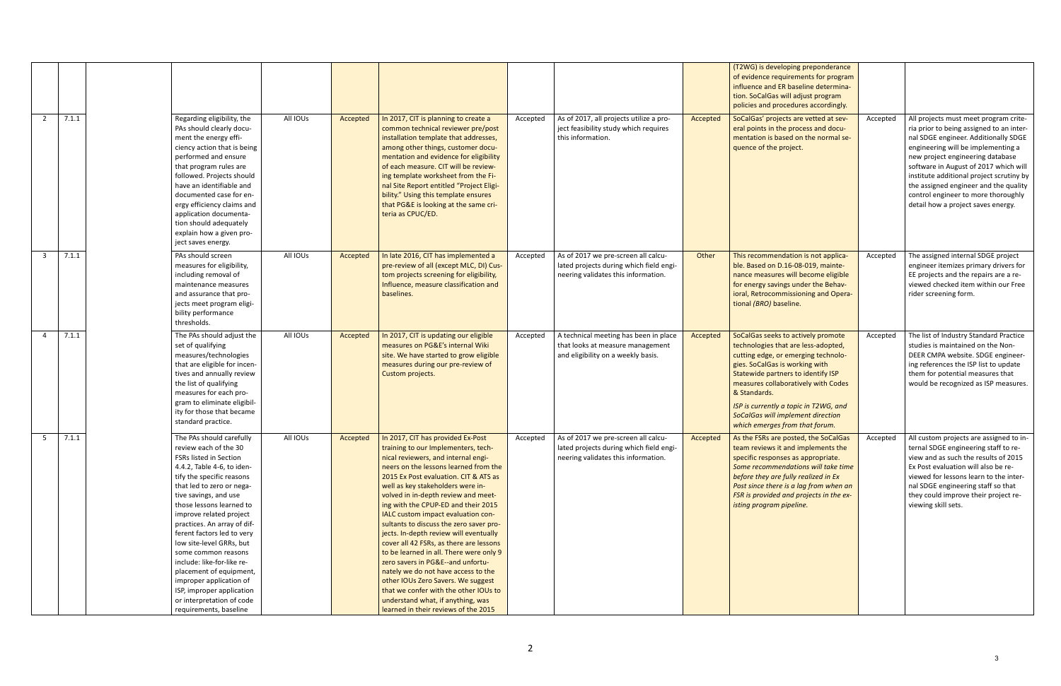| | | | | | | | | | | | |
|---|---|---|---|---|---|---|---|---|---|---|---|
| | | | | | | | | | (T2WG) is developing preponderance of evidence requirements for program influence and ER baseline determination. SoCalGas will adjust program policies and procedures accordingly. | | |
| 2 | 7.1.1 | | Regarding eligibility, the PAs should clearly document the energy efficiency action that is being performed and ensure that program rules are followed. Projects should have an identifiable and documented case for energy efficiency claims and application documentation should adequately explain how a given project saves energy. | All IOUs | Accepted | In 2017, CIT is planning to create a common technical reviewer pre/post installation template that addresses, among other things, customer documentation and evidence for eligibility of each measure. CIT will be reviewing template worksheet from the Final Site Report entitled "Project Eligibility." Using this template ensures that PG&E is looking at the same criteria as CPUC/ED. | Accepted | As of 2017, all projects utilize a project feasibility study which requires this information. | Accepted | SoCalGas' projects are vetted at several points in the process and documentation is based on the normal sequence of the project. | Accepted | All projects must meet program criteria prior to being assigned to an internal SDGE engineer. Additionally SDGE engineering will be implementing a new project engineering database software in August of 2017 which will institute additional project scrutiny by the assigned engineer and the quality control engineer to more thoroughly detail how a project saves energy. |
| 3 | 7.1.1 | | PAs should screen measures for eligibility, including removal of maintenance measures and assurance that projects meet program eligibility performance thresholds. | All IOUs | Accepted | In late 2016, CIT has implemented a pre-review of all (except MLC, DI) Custom projects screening for eligibility, Influence, measure classification and baselines. | Accepted | As of 2017 we pre-screen all calculated projects during which field engineering validates this information. | Other | This recommendation is not applicable. Based on D.16-08-019, maintenance measures will become eligible for energy savings under the Behavioral, Retrocommissioning and Operational *(BRO)* baseline. | Accepted | The assigned internal SDGE project engineer itemizes primary drivers for EE projects and the repairs are a reviewed checked item within our Free rider screening form. |
| 4 | 7.1.1 | | The PAs should adjust the set of qualifying measures/technologies that are eligible for incentives and annually review the list of qualifying measures for each program to eliminate eligibility for those that became standard practice. | All IOUs | Accepted | In 2017, CIT is updating our eligible measures on PG&E's internal Wiki site. We have started to grow eligible measures during our pre-review of Custom projects. | Accepted | A technical meeting has been in place that looks at measure management and eligibility on a weekly basis. | Accepted | SoCalGas seeks to actively promote technologies that are less-adopted, cutting edge, or emerging technologies. SoCalGas is working with Statewide partners to identify ISP measures collaboratively with Codes & Standards.<br><br>*ISP is currently a topic in T2WG, and SoCalGas will implement direction which emerges from that forum.* | Accepted | The list of Industry Standard Practice studies is maintained on the Non-DEER CMPA website. SDGE engineering references the ISP list to update them for potential measures that would be recognized as ISP measures. |
| 5 | 7.1.1 | | The PAs should carefully review each of the 30 FSRs listed in Section 4.4.2, Table 4-6, to identify the specific reasons that led to zero or negative savings, and use those lessons learned to improve related project practices. An array of different factors led to very low site-level GRRs, but some common reasons include: like-for-like replacement of equipment, improper application of ISP, improper application or interpretation of code requirements, baseline | All IOUs | Accepted | In 2017, CIT has provided Ex-Post training to our Implementers, technical reviewers, and internal engineers on the lessons learned from the 2015 Ex Post evaluation. CIT & ATS as well as key stakeholders were involved in in-depth review and meeting with the CPUP-ED and their 2015 IALC custom impact evaluation consultants to discuss the zero saver projects. In-depth review will eventually cover all 42 FSRs, as there are lessons to be learned in all. There were only 9 zero savers in PG&E--and unfortunately we do not have access to the other IOUs Zero Savers. We suggest that we confer with the other IOUs to understand what, if anything, was learned in their reviews of the 2015 | Accepted | As of 2017 we pre-screen all calculated projects during which field engineering validates this information. | Accepted | As the FSRs are posted, the SoCalGas team reviews it and implements the specific responses as appropriate. *Some recommendations will take time before they are fully realized in Ex Post since there is a lag from when an FSR is provided and projects in the existing program pipeline.* | Accepted | All custom projects are assigned to internal SDGE engineering staff to review and as such the results of 2015 Ex Post evaluation will also be reviewed for lessons learn to the internal SDGE engineering staff so that they could improve their project reviewing skill sets. |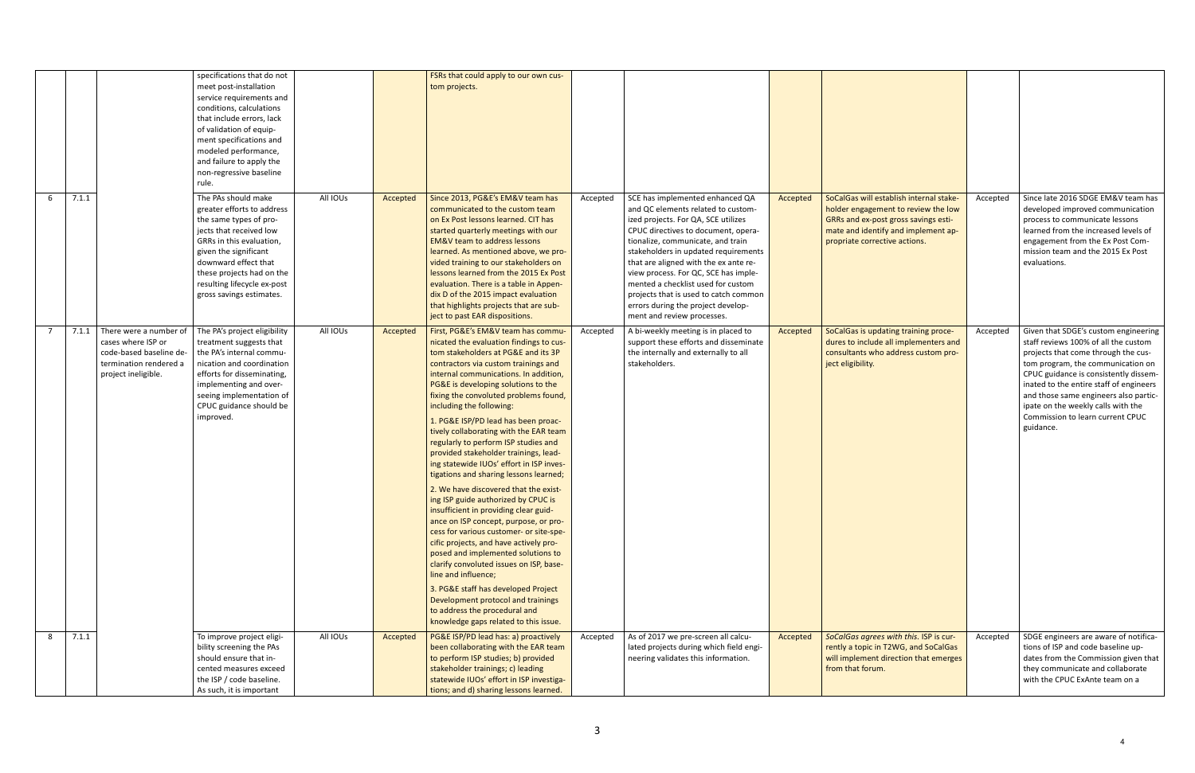| | | | | | | | | | | | | |
|---|---|---|---|---|---|---|---|---|---|---|---|---|
| | | | specifications that do not meet post-installation service requirements and conditions, calculations that include errors, lack of validation of equipment specifications and modeled performance, and failure to apply the non-regressive baseline rule. | | | FSRs that could apply to our own custom projects. | | | | | | |
| 6 | 7.1.1 | | The PAs should make greater efforts to address the same types of projects that received low GRRs in this evaluation, given the significant downward effect that these projects had on the resulting lifecycle ex-post gross savings estimates. | All IOUs | Accepted | Since 2013, PG&E's EM&V team has communicated to the custom team on Ex Post lessons learned. CIT has started quarterly meetings with our EM&V team to address lessons learned. As mentioned above, we provided training to our stakeholders on lessons learned from the 2015 Ex Post evaluation. There is a table in Appendix D of the 2015 impact evaluation that highlights projects that are subject to past EAR dispositions. | Accepted | SCE has implemented enhanced QA and QC elements related to customized projects. For QA, SCE utilizes CPUC directives to document, operationalize, communicate, and train stakeholders in updated requirements that are aligned with the ex ante review process. For QC, SCE has implemented a checklist used for custom projects that is used to catch common errors during the project development and review processes. | Accepted | SoCalGas will establish internal stakeholder engagement to review the low GRRs and ex-post gross savings estimate and identify and implement appropriate corrective actions. | Accepted | Since late 2016 SDGE EM&V team has developed improved communication process to communicate lessons learned from the increased levels of engagement from the Ex Post Commission team and the 2015 Ex Post evaluations. |
| 7 | 7.1.1 | There were a number of cases where ISP or code-based baseline determination rendered a project ineligible. | The PA's project eligibility treatment suggests that the PA's internal communication and coordination efforts for disseminating, implementing and overseeing implementation of CPUC guidance should be improved. | All IOUs | Accepted | First, PG&E's EM&V team has communicated the evaluation findings to custom stakeholders at PG&E and its 3P contractors via custom trainings and internal communications. In addition, PG&E is developing solutions to the fixing the convoluted problems found, including the following:<br><br>1. PG&E ISP/PD lead has been proactively collaborating with the EAR team regularly to perform ISP studies and provided stakeholder trainings, leading statewide IUOs' effort in ISP investigations and sharing lessons learned;<br><br>2. We have discovered that the existing ISP guide authorized by CPUC is insufficient in providing clear guidance on ISP concept, purpose, or process for various customer- or site-specific projects, and have actively proposed and implemented solutions to clarify convoluted issues on ISP, baseline and influence;<br><br>3. PG&E staff has developed Project Development protocol and trainings to address the procedural and knowledge gaps related to this issue. | Accepted | A bi-weekly meeting is in placed to support these efforts and disseminate the internally and externally to all stakeholders. | Accepted | SoCalGas is updating training procedures to include all implementers and consultants who address custom project eligibility. | Accepted | Given that SDGE's custom engineering staff reviews 100% of all the custom projects that come through the custom program, the communication on CPUC guidance is consistently disseminated to the entire staff of engineers and those same engineers also participate on the weekly calls with the Commission to learn current CPUC guidance. |
| 8 | 7.1.1 | | To improve project eligibility screening the PAs should ensure that incented measures exceed the ISP / code baseline. As such, it is important | All IOUs | Accepted | PG&E ISP/PD lead has: a) proactively been collaborating with the EAR team to perform ISP studies; b) provided stakeholder trainings; c) leading statewide IUOs' effort in ISP investigations; and d) sharing lessons learned. | Accepted | As of 2017 we pre-screen all calculated projects during which field engineering validates this information. | Accepted | *SoCalGas agrees with this.* ISP is currently a topic in T2WG, and SoCalGas will implement direction that emerges from that forum. | Accepted | SDGE engineers are aware of notifications of ISP and code baseline updates from the Commission given that they communicate and collaborate with the CPUC ExAnte team on a |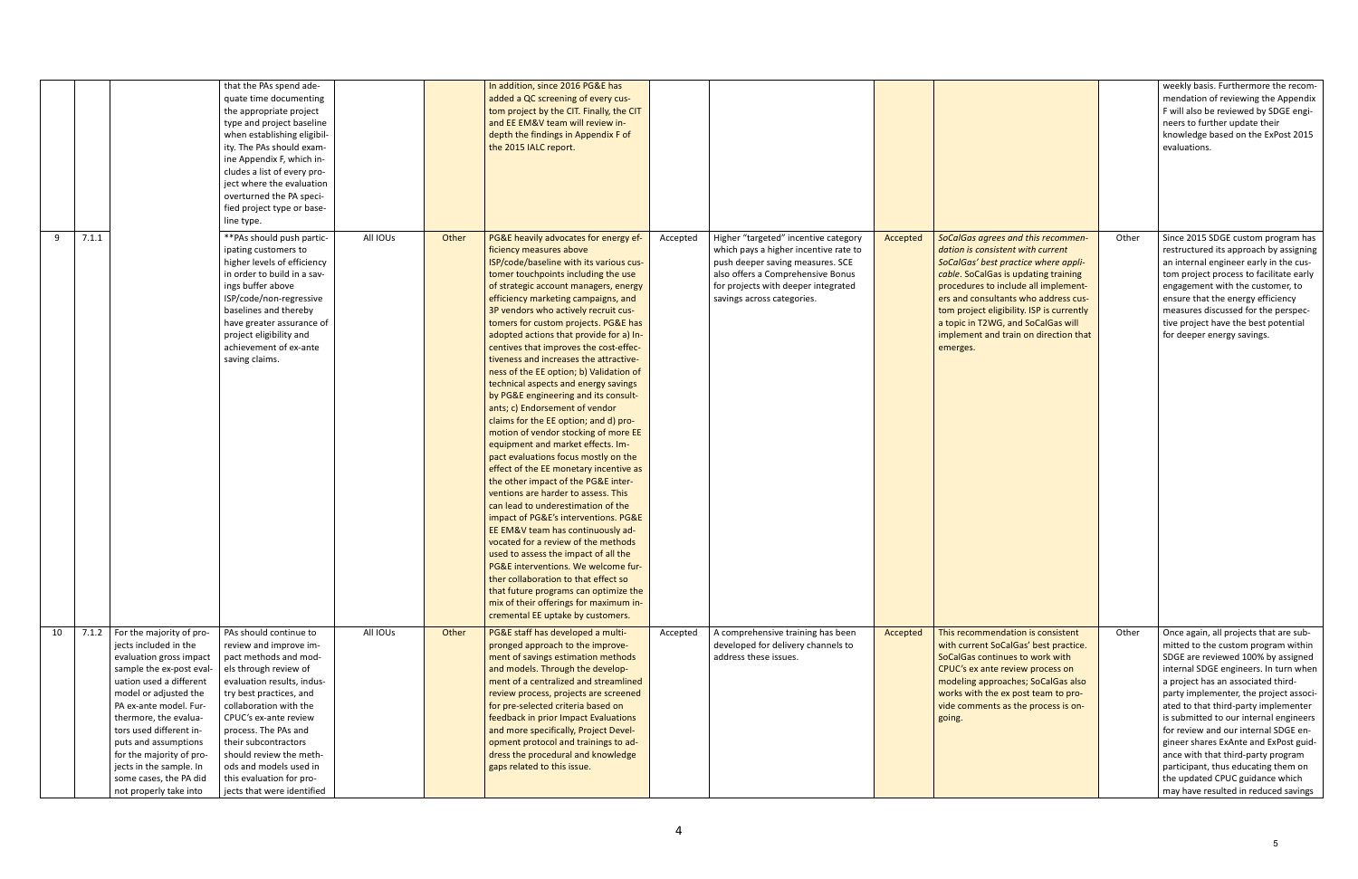| | | | | | | | | | | | |
|---|---|---|---|---|---|---|---|---|---|---|---|
| | | | that the PAs spend adequate time documenting the appropriate project type and project baseline when establishing eligibility. The PAs should examine Appendix F, which includes a list of every project where the evaluation overturned the PA specified project type or baseline type. | | | In addition, since 2016 PG&E has added a QC screening of every custom project by the CIT. Finally, the CIT and EE EM&V team will review in-depth the findings in Appendix F of the 2015 IALC report. | | | | | | weekly basis. Furthermore the recommendation of reviewing the Appendix F will also be reviewed by SDGE engineers to further update their knowledge based on the ExPost 2015 evaluations. |
| 9 | 7.1.1 | | **PAs should push participating customers to higher levels of efficiency in order to build in a savings buffer above ISP/code/non-regressive baselines and thereby have greater assurance of project eligibility and achievement of ex-ante saving claims. | All IOUs | Other | PG&E heavily advocates for energy efficiency measures above ISP/code/baseline with its various customer touchpoints including the use of strategic account managers, energy efficiency marketing campaigns, and 3P vendors who actively recruit customers for custom projects. PG&E has adopted actions that provide for a) Incentives that improves the cost-effectiveness and increases the attractiveness of the EE option; b) Validation of technical aspects and energy savings by PG&E engineering and its consultants; c) Endorsement of vendor claims for the EE option; and d) promotion of vendor stocking of more EE equipment and market effects. Impact evaluations focus mostly on the effect of the EE monetary incentive as the other impact of the PG&E interventions are harder to assess. This can lead to underestimation of the impact of PG&E's interventions. PG&E EE EM&V team has continuously advocated for a review of the methods used to assess the impact of all the PG&E interventions. We welcome further collaboration to that effect so that future programs can optimize the mix of their offerings for maximum incremental EE uptake by customers. | Accepted | Higher "targeted" incentive category which pays a higher incentive rate to push deeper saving measures. SCE also offers a Comprehensive Bonus for projects with deeper integrated savings across categories. | Accepted | *SoCalGas agrees and this recommendation is consistent with current SoCalGas' best practice where applicable*. SoCalGas is updating training procedures to include all implementers and consultants who address custom project eligibility. ISP is currently a topic in T2WG, and SoCalGas will implement and train on direction that emerges. | Other | Since 2015 SDGE custom program has restructured its approach by assigning an internal engineer early in the custom project process to facilitate early engagement with the customer, to ensure that the energy efficiency measures discussed for the perspective project have the best potential for deeper energy savings. |
| 10 | 7.1.2 | For the majority of projects included in the evaluation gross impact sample the ex-post evaluation used a different model or adjusted the PA ex-ante model. Furthermore, the evaluators used different inputs and assumptions for the majority of projects in the sample. In some cases, the PA did not properly take into | PAs should continue to review and improve impact methods and models through review of evaluation results, industry best practices, and collaboration with the CPUC's ex-ante review process. The PAs and their subcontractors should review the methods and models used in this evaluation for projects that were identified | All IOUs | Other | PG&E staff has developed a multi-pronged approach to the improvement of savings estimation methods and models. Through the development of a centralized and streamlined review process, projects are screened for pre-selected criteria based on feedback in prior Impact Evaluations and more specifically, Project Development protocol and trainings to address the procedural and knowledge gaps related to this issue. | Accepted | A comprehensive training has been developed for delivery channels to address these issues. | Accepted | This recommendation is consistent with current SoCalGas' best practice. SoCalGas continues to work with CPUC's ex ante review process on modeling approaches; SoCalGas also works with the ex post team to provide comments as the process is ongoing. | Other | Once again, all projects that are submitted to the custom program within SDGE are reviewed 100% by assigned internal SDGE engineers. In turn when a project has an associated third-party implementer, the project associated to that third-party implementer is submitted to our internal engineers for review and our internal SDGE engineer shares ExAnte and ExPost guidance with that third-party program participant, thus educating them on the updated CPUC guidance which may have resulted in reduced savings |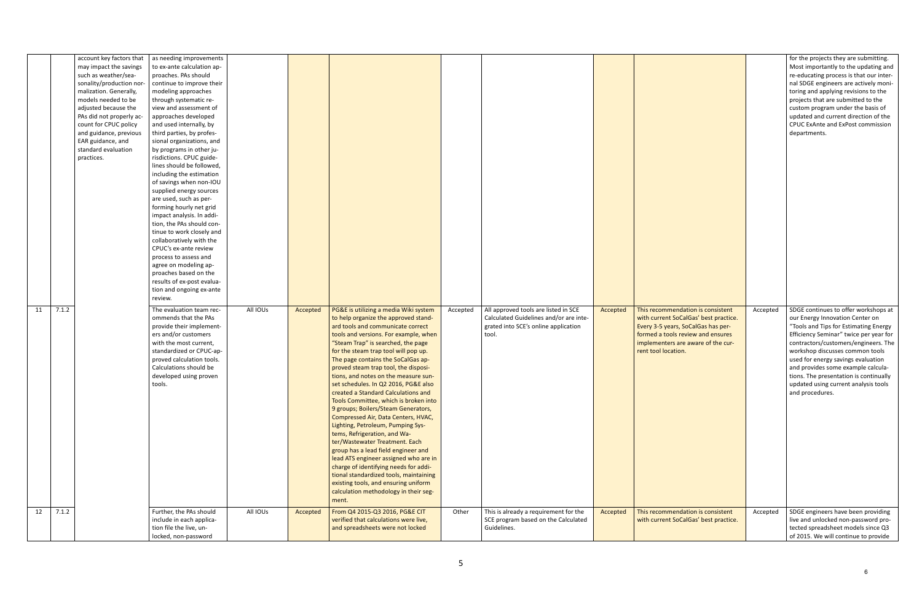| | | | | | | | | | | | | |
|---|---|---|---|---|---|---|---|---|---|---|---|---|
| | | account key factors that may impact the savings such as weather/seasonality/production normalization. Generally, models needed to be adjusted because the PAs did not properly account for CPUC policy and guidance, previous EAR guidance, and standard evaluation practices. | as needing improvements to ex-ante calculation approaches. PAs should continue to improve their modeling approaches through systematic review and assessment of approaches developed and used internally, by third parties, by professional organizations, and by programs in other jurisdictions. CPUC guidelines should be followed, including the estimation of savings when non-IOU supplied energy sources are used, such as performing hourly net grid impact analysis. In addition, the PAs should continue to work closely and collaboratively with the CPUC's ex-ante review process to assess and agree on modeling approaches based on the results of ex-post evaluation and ongoing ex-ante review. | | | | | | | | | for the projects they are submitting. Most importantly to the updating and re-educating process is that our internal SDGE engineers are actively monitoring and applying revisions to the projects that are submitted to the custom program under the basis of updated and current direction of the CPUC ExAnte and ExPost commission departments. |
| 11 | 7.1.2 | | The evaluation team recommends that the PAs provide their implementers and/or customers with the most current, standardized or CPUC-approved calculation tools. Calculations should be developed using proven tools. | All IOUs | Accepted | PG&E is utilizing a media Wiki system to help organize the approved standard tools and communicate correct tools and versions. For example, when "Steam Trap" is searched, the page for the steam trap tool will pop up. The page contains the SoCalGas approved steam trap tool, the disposition, and notes on the measure sunset schedules. In Q2 2016, PG&E also created a Standard Calculations and Tools Committee, which is broken into 9 groups; Boilers/Steam Generators, Compressed Air, Data Centers, HVAC, Lighting, Petroleum, Pumping Systems, Refrigeration, and Water/Wastewater Treatment. Each group has a lead field engineer and lead ATS engineer assigned who are in charge of identifying needs for additional standardized tools, maintaining existing tools, and ensuring uniform calculation methodology in their segment. | Accepted | All approved tools are listed in SCE Calculated Guidelines and/or are integrated into SCE's online application tool. | Accepted | This recommendation is consistent with current SoCalGas' best practice. Every 3-5 years, SoCalGas has performed a tools review and ensures implementers are aware of the current tool location. | Accepted | SDGE continues to offer workshops at our Energy Innovation Center on "Tools and Tips for Estimating Energy Efficiency Seminar" twice per year for contractors/customers/engineers. The workshop discusses common tools used for energy savings evaluation and provides some example calculations. The presentation is continually updated using current analysis tools and procedures. |
| 12 | 7.1.2 | | Further, the PAs should include in each application file the live, unlocked, non-password | All IOUs | Accepted | From Q4 2015-Q3 2016, PG&E CIT verified that calculations were live, and spreadsheets were not locked | Other | This is already a requirement for the SCE program based on the Calculated Guidelines. | Accepted | This recommendation is consistent with current SoCalGas' best practice. | Accepted | SDGE engineers have been providing live and unlocked non-password protected spreadsheet models since Q3 of 2015. We will continue to provide |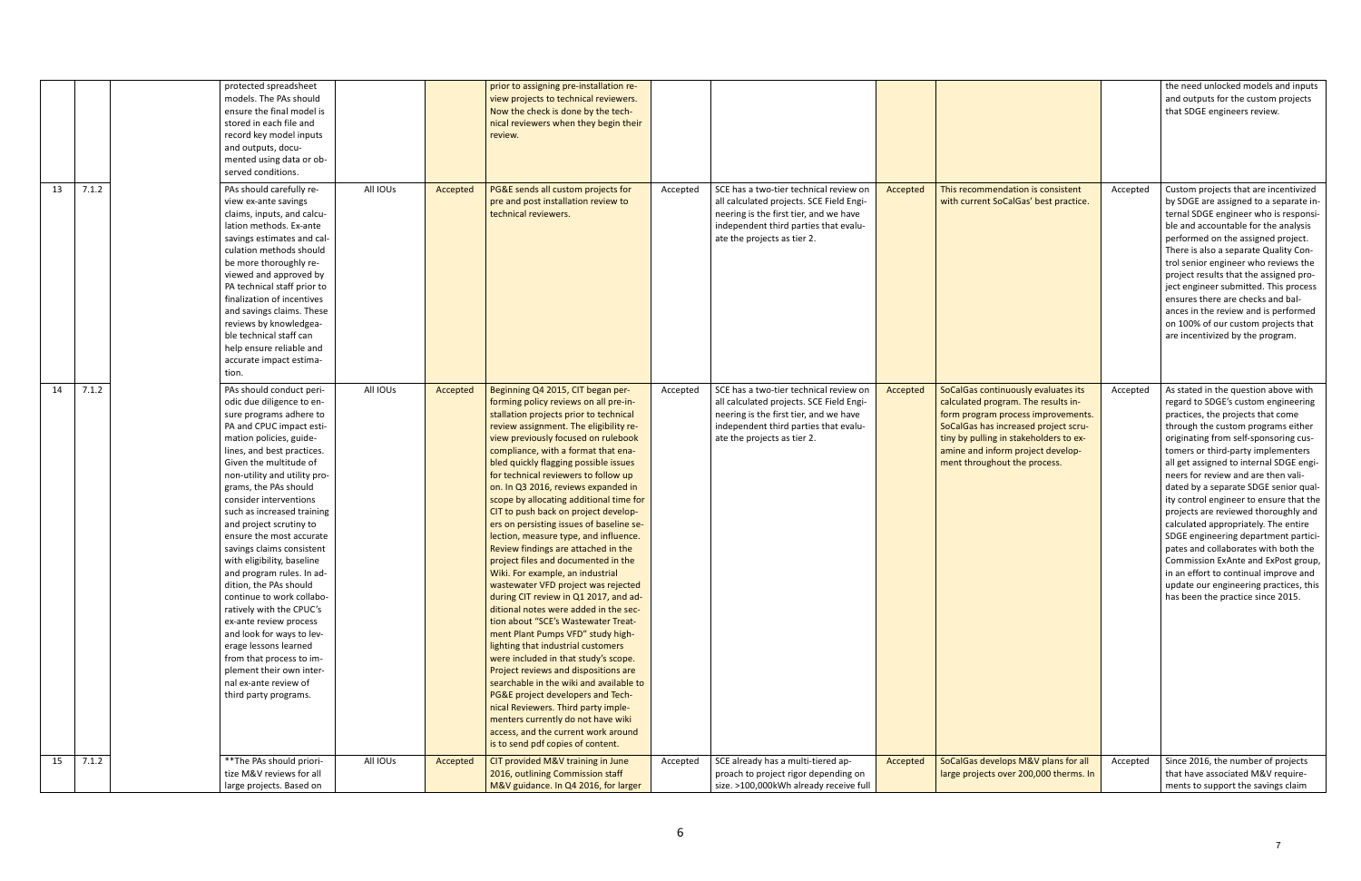| | | | | | | | | | | | |
|---|---|---|---|---|---|---|---|---|---|---|---|
| | | | protected spreadsheet models. The PAs should ensure the final model is stored in each file and record key model inputs and outputs, documented using data or observed conditions. | | | prior to assigning pre-installation review projects to technical reviewers. Now the check is done by the technical reviewers when they begin their review. | | | | | | the need unlocked models and inputs and outputs for the custom projects that SDGE engineers review. |
| 13 | 7.1.2 | | PAs should carefully review ex-ante savings claims, inputs, and calculation methods. Ex-ante savings estimates and calculation methods should be more thoroughly reviewed and approved by PA technical staff prior to finalization of incentives and savings claims. These reviews by knowledgeable technical staff can help ensure reliable and accurate impact estimation. | All IOUs | Accepted | PG&E sends all custom projects for pre and post installation review to technical reviewers. | Accepted | SCE has a two-tier technical review on all calculated projects. SCE Field Engineering is the first tier, and we have independent third parties that evaluate the projects as tier 2. | Accepted | This recommendation is consistent with current SoCalGas' best practice. | Accepted | Custom projects that are incentivized by SDGE are assigned to a separate internal SDGE engineer who is responsible and accountable for the analysis performed on the assigned project. There is also a separate Quality Control senior engineer who reviews the project results that the assigned project engineer submitted. This process ensures there are checks and balances in the review and is performed on 100% of our custom projects that are incentivized by the program. |
| 14 | 7.1.2 | | PAs should conduct periodic due diligence to ensure programs adhere to PA and CPUC impact estimation policies, guidelines, and best practices. Given the multitude of non-utility and utility programs, the PAs should consider interventions such as increased training and project scrutiny to ensure the most accurate savings claims consistent with eligibility, baseline and program rules. In addition, the PAs should continue to work collaboratively with the CPUC's ex-ante review process and look for ways to leverage lessons learned from that process to implement their own internal ex-ante review of third party programs. | All IOUs | Accepted | Beginning Q4 2015, CIT began performing policy reviews on all pre-installation projects prior to technical review assignment. The eligibility review previously focused on rulebook compliance, with a format that enabled quickly flagging possible issues for technical reviewers to follow up on. In Q3 2016, reviews expanded in scope by allocating additional time for CIT to push back on project developers on persisting issues of baseline selection, measure type, and influence. Review findings are attached in the project files and documented in the Wiki. For example, an industrial wastewater VFD project was rejected during CIT review in Q1 2017, and additional notes were added in the section about "SCE's Wastewater Treatment Plant Pumps VFD" study highlighting that industrial customers were included in that study's scope. Project reviews and dispositions are searchable in the wiki and available to PG&E project developers and Technical Reviewers. Third party implementers currently do not have wiki access, and the current work around is to send pdf copies of content. | Accepted | SCE has a two-tier technical review on all calculated projects. SCE Field Engineering is the first tier, and we have independent third parties that evaluate the projects as tier 2. | Accepted | SoCalGas continuously evaluates its calculated program. The results inform program process improvements. SoCalGas has increased project scrutiny by pulling in stakeholders to examine and inform project development throughout the process. | Accepted | As stated in the question above with regard to SDGE's custom engineering practices, the projects that come through the custom programs either originating from self-sponsoring customers or third-party implementers all get assigned to internal SDGE engineers for review and are then validated by a separate SDGE senior quality control engineer to ensure that the projects are reviewed thoroughly and calculated appropriately. The entire SDGE engineering department participates and collaborates with both the Commission ExAnte and ExPost group, in an effort to continual improve and update our engineering practices, this has been the practice since 2015. |
| 15 | 7.1.2 | | **The PAs should prioritize M&V reviews for all large projects. Based on | All IOUs | Accepted | CIT provided M&V training in June 2016, outlining Commission staff M&V guidance. In Q4 2016, for larger | Accepted | SCE already has a multi-tiered approach to project rigor depending on size. >100,000kWh already receive full | Accepted | SoCalGas develops M&V plans for all large projects over 200,000 therms. In | Accepted | Since 2016, the number of projects that have associated M&V requirements to support the savings claim |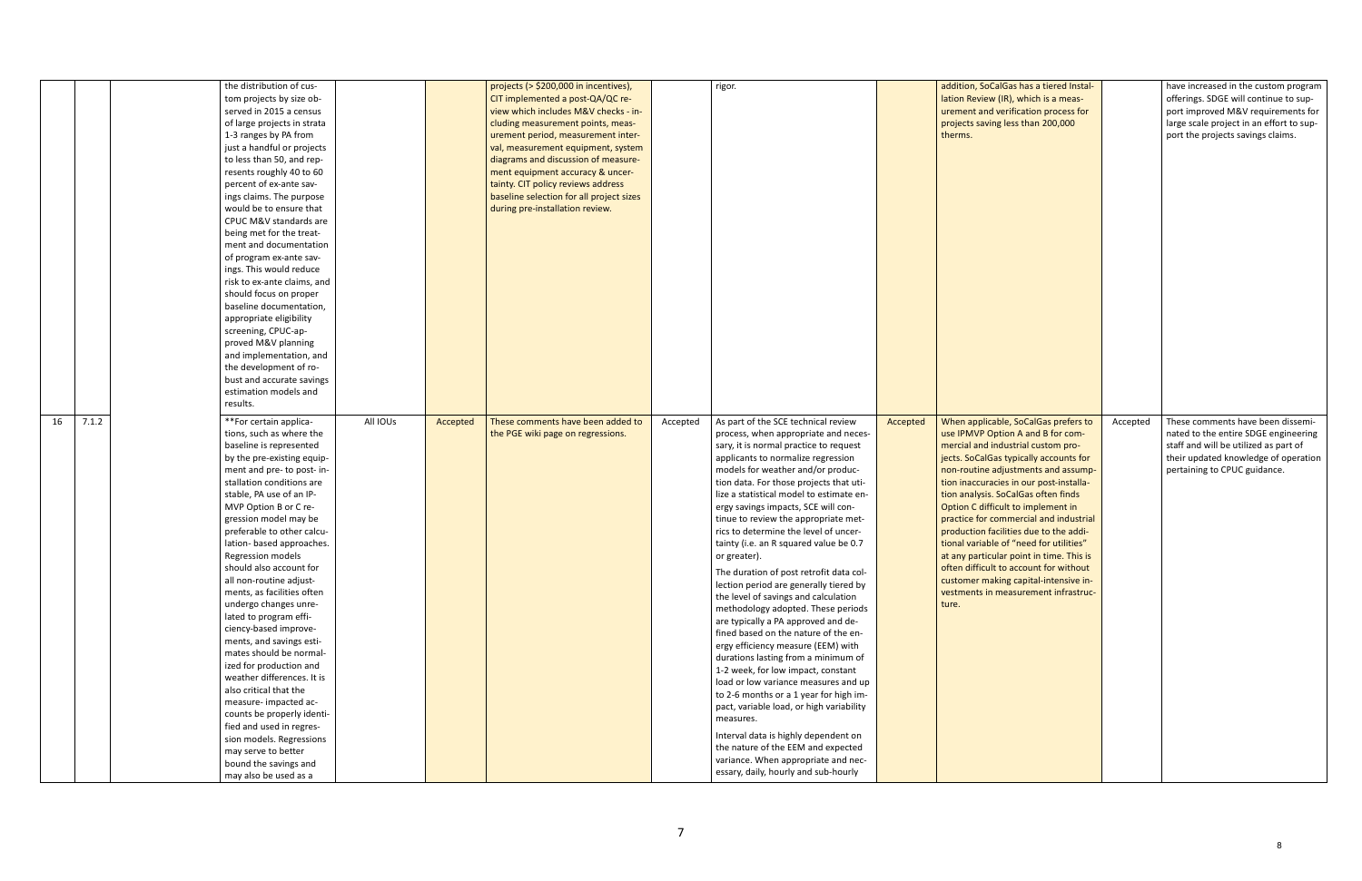| | | | | | | | | | | | | |
|---|---|---|---|---|---|---|---|---|---|---|---|---|
| | | | the distribution of custom projects by size observed in 2015 a census of large projects in strata 1-3 ranges by PA from just a handful or projects to less than 50, and represents roughly 40 to 60 percent of ex-ante savings claims. The purpose would be to ensure that CPUC M&V standards are being met for the treatment and documentation of program ex-ante savings. This would reduce risk to ex-ante claims, and should focus on proper baseline documentation, appropriate eligibility screening, CPUC-approved M&V planning and implementation, and the development of robust and accurate savings estimation models and results. | | | projects (> $200,000 in incentives), CIT implemented a post-QA/QC review which includes M&V checks - including measurement points, measurement period, measurement interval, measurement equipment, system diagrams and discussion of measurement equipment accuracy & uncertainty. CIT policy reviews address baseline selection for all project sizes during pre-installation review. | | rigor. | | addition, SoCalGas has a tiered Installation Review (IR), which is a measurement and verification process for projects saving less than 200,000 therms. | | have increased in the custom program offerings. SDGE will continue to support improved M&V requirements for large scale project in an effort to support the projects savings claims. |
| 16 | 7.1.2 | | **For certain applications, such as where the baseline is represented by the pre-existing equipment and pre- to post- installation conditions are stable, PA use of an IPMVP Option B or C regression model may be preferable to other calculation- based approaches. Regression models should also account for all non-routine adjustments, as facilities often undergo changes unrelated to program efficiency-based improvements, and savings estimates should be normalized for production and weather differences. It is also critical that the measure- impacted accounts be properly identified and used in regression models. Regressions may serve to better bound the savings and may also be used as a | All IOUs | Accepted | These comments have been added to the PGE wiki page on regressions. | Accepted | As part of the SCE technical review process, when appropriate and necessary, it is normal practice to request applicants to normalize regression models for weather and/or production data. For those projects that utilize a statistical model to estimate energy savings impacts, SCE will continue to review the appropriate metrics to determine the level of uncertainty (i.e. an R squared value be 0.7 or greater).<br><br>The duration of post retrofit data collection period are generally tiered by the level of savings and calculation methodology adopted. These periods are typically a PA approved and defined based on the nature of the energy efficiency measure (EEM) with durations lasting from a minimum of 1-2 week, for low impact, constant load or low variance measures and up to 2-6 months or a 1 year for high impact, variable load, or high variability measures.<br><br>Interval data is highly dependent on the nature of the EEM and expected variance. When appropriate and necessary, daily, hourly and sub-hourly | Accepted | When applicable, SoCalGas prefers to use IPMVP Option A and B for commercial and industrial custom projects. SoCalGas typically accounts for non-routine adjustments and assumption inaccuracies in our post-installation analysis. SoCalGas often finds Option C difficult to implement in practice for commercial and industrial production facilities due to the additional variable of "need for utilities" at any particular point in time. This is often difficult to account for without customer making capital-intensive investments in measurement infrastructure. | Accepted | These comments have been disseminated to the entire SDGE engineering staff and will be utilized as part of their updated knowledge of operation pertaining to CPUC guidance. |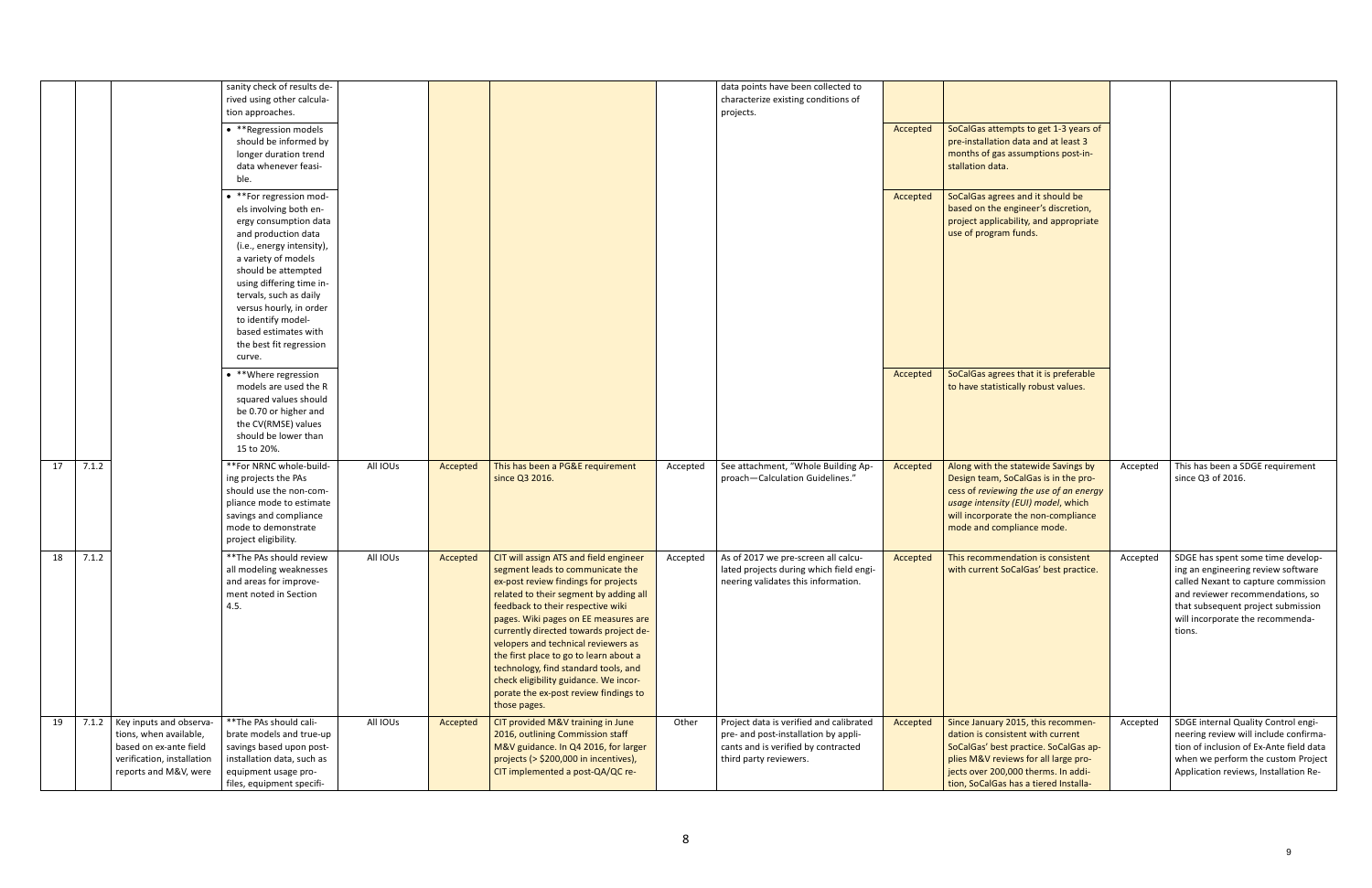| | | | | | | | | | | | | |
|---|---|---|---|---|---|---|---|---|---|---|---|---|
| | | | sanity check of results derived using other calculation approaches. | | | | | data points have been collected to characterize existing conditions of projects. | | | | |
| | | | • **Regression models should be informed by longer duration trend data whenever feasible. | | | | | | Accepted | SoCalGas attempts to get 1-3 years of pre-installation data and at least 3 months of gas assumptions post-installation data. | | |
| | | | • **For regression models involving both energy consumption data and production data (i.e., energy intensity), a variety of models should be attempted using differing time intervals, such as daily versus hourly, in order to identify model-based estimates with the best fit regression curve. | | | | | | Accepted | SoCalGas agrees and it should be based on the engineer's discretion, project applicability, and appropriate use of program funds. | | |
| | | | • **Where regression models are used the R squared values should be 0.70 or higher and the CV(RMSE) values should be lower than 15 to 20%. | | | | | | Accepted | SoCalGas agrees that it is preferable to have statistically robust values. | | |
| 17 | 7.1.2 | | **For NRNC whole-building projects the PAs should use the non-compliance mode to estimate savings and compliance mode to demonstrate project eligibility. | All IOUs | Accepted | This has been a PG&E requirement since Q3 2016. | Accepted | See attachment, "Whole Building Approach—Calculation Guidelines." | Accepted | Along with the statewide Savings by Design team, SoCalGas is in the process of *reviewing the use of an energy usage intensity (EUI) model*, which will incorporate the non-compliance mode and compliance mode. | Accepted | This has been a SDGE requirement since Q3 of 2016. |
| 18 | 7.1.2 | | **The PAs should review all modeling weaknesses and areas for improvement noted in Section 4.5. | All IOUs | Accepted | CIT will assign ATS and field engineer segment leads to communicate the ex-post review findings for projects related to their segment by adding all feedback to their respective wiki pages. Wiki pages on EE measures are currently directed towards project developers and technical reviewers as the first place to go to learn about a technology, find standard tools, and check eligibility guidance. We incorporate the ex-post review findings to those pages. | Accepted | As of 2017 we pre-screen all calculated projects during which field engineering validates this information. | Accepted | This recommendation is consistent with current SoCalGas' best practice. | Accepted | SDGE has spent some time developing an engineering review software called Nexant to capture commission and reviewer recommendations, so that subsequent project submission will incorporate the recommendations. |
| 19 | 7.1.2 | Key inputs and observations, when available, based on ex-ante field verification, installation reports and M&V, were | **The PAs should calibrate models and true-up savings based upon post-installation data, such as equipment usage profiles, equipment specifi- | All IOUs | Accepted | CIT provided M&V training in June 2016, outlining Commission staff M&V guidance. In Q4 2016, for larger projects (> $200,000 in incentives), CIT implemented a post-QA/QC re- | Other | Project data is verified and calibrated pre- and post-installation by applicants and is verified by contracted third party reviewers. | Accepted | Since January 2015, this recommendation is consistent with current SoCalGas' best practice. SoCalGas applies M&V reviews for all large projects over 200,000 therms. In addition, SoCalGas has a tiered Installa- | Accepted | SDGE internal Quality Control engineering review will include confirmation of inclusion of Ex-Ante field data when we perform the custom Project Application reviews, Installation Re- |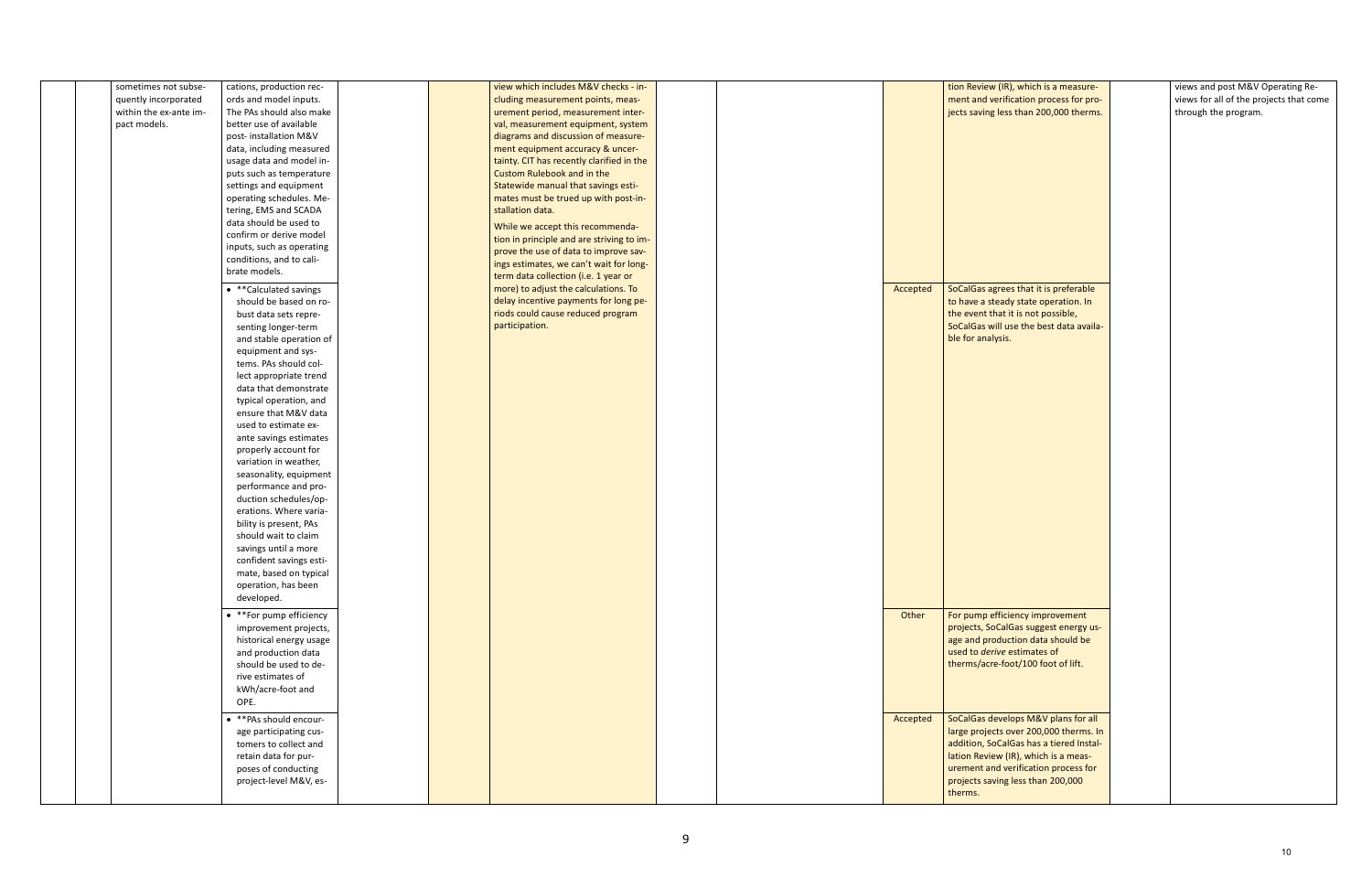| | | | | | | | | | | | | |
|---|---|---|---|---|---|---|---|---|---|---|---|---|
| | | sometimes not subsequently incorporated within the ex-ante impact models. | cations, production records and model inputs. The PAs should also make better use of available post- installation M&V data, including measured usage data and model inputs such as temperature settings and equipment operating schedules. Metering, EMS and SCADA data should be used to confirm or derive model inputs, such as operating conditions, and to calibrate models. | | | view which includes M&V checks - including measurement points, measurement period, measurement interval, measurement equipment, system diagrams and discussion of measurement equipment accuracy & uncertainty. CIT has recently clarified in the Custom Rulebook and in the Statewide manual that savings estimates must be trued up with post-installation data.<br><br>While we accept this recommendation in principle and are striving to improve the use of data to improve savings estimates, we can't wait for long-term data collection (i.e. 1 year or more) to adjust the calculations. To delay incentive payments for long periods could cause reduced program participation. | | | | tion Review (IR), which is a measurement and verification process for projects saving less than 200,000 therms. | | views and post M&V Operating Reviews for all of the projects that come through the program. |
| | | | • **Calculated savings should be based on robust data sets representing longer-term and stable operation of equipment and systems. PAs should collect appropriate trend data that demonstrate typical operation, and ensure that M&V data used to estimate ex-ante savings estimates properly account for variation in weather, seasonality, equipment performance and production schedules/operations. Where variability is present, PAs should wait to claim savings until a more confident savings estimate, based on typical operation, has been developed. | | | | | | Accepted | SoCalGas agrees that it is preferable to have a steady state operation. In the event that it is not possible, SoCalGas will use the best data available for analysis. | | |
| | | | • **For pump efficiency improvement projects, historical energy usage and production data should be used to derive estimates of kWh/acre-foot and OPE. | | | | | | Other | For pump efficiency improvement projects, SoCalGas suggest energy usage and production data should be used to *derive* estimates of therms/acre-foot/100 foot of lift. | | |
| | | | • **PAs should encourage participating customers to collect and retain data for purposes of conducting project-level M&V, es- | | | | | | Accepted | SoCalGas develops M&V plans for all large projects over 200,000 therms. In addition, SoCalGas has a tiered Installation Review (IR), which is a measurement and verification process for projects saving less than 200,000 therms. | | |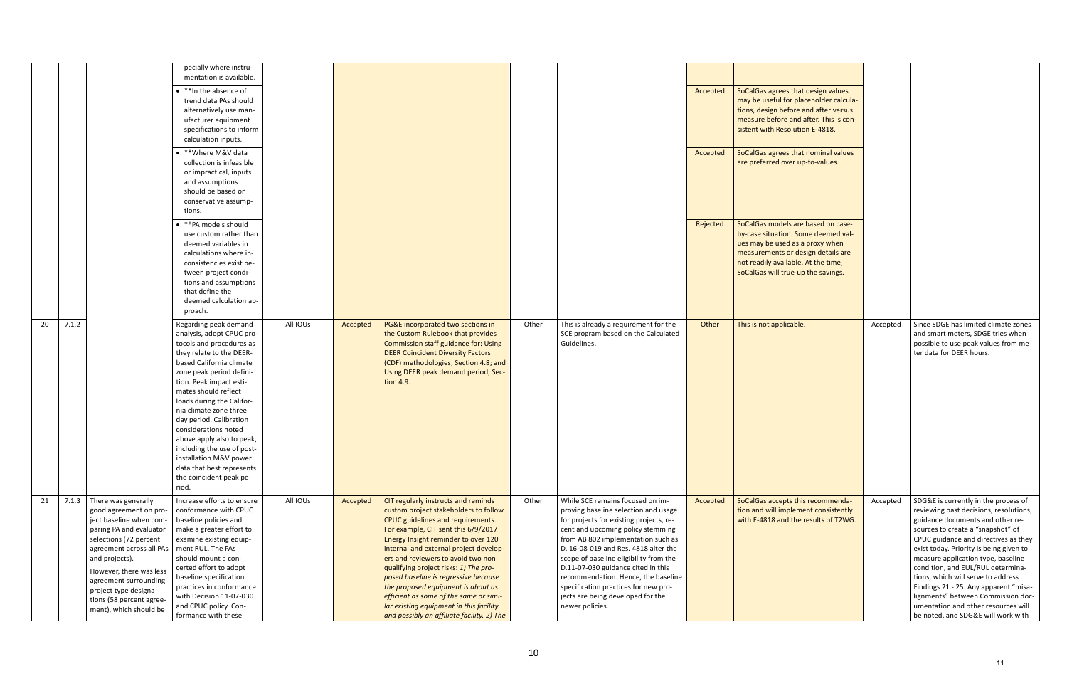| | | | pecially where instrumentation is available. | | | | | | | | | |
|---|---|---|---|---|---|---|---|---|---|---|---|---|
| | | | • **In the absence of trend data PAs should alternatively use manufacturer equipment specifications to inform calculation inputs. | | | | | | Accepted | SoCalGas agrees that design values may be useful for placeholder calculations, design before and after versus measure before and after. This is consistent with Resolution E-4818. | | |
| | | | • **Where M&V data collection is infeasible or impractical, inputs and assumptions should be based on conservative assumptions. | | | | | | Accepted | SoCalGas agrees that nominal values are preferred over up-to-values. | | |
| | | | • **PA models should use custom rather than deemed variables in calculations where inconsistencies exist between project conditions and assumptions that define the deemed calculation approach. | | | | | | Rejected | SoCalGas models are based on case-by-case situation. Some deemed values may be used as a proxy when measurements or design details are not readily available. At the time, SoCalGas will true-up the savings. | | |
| 20 | 7.1.2 | | Regarding peak demand analysis, adopt CPUC protocols and procedures as they relate to the DEER-based California climate zone peak period definition. Peak impact estimates should reflect loads during the California climate zone three-day period. Calibration considerations noted above apply also to peak, including the use of post-installation M&V power data that best represents the coincident peak period. | All IOUs | Accepted | PG&E incorporated two sections in the Custom Rulebook that provides Commission staff guidance for: Using DEER Coincident Diversity Factors (CDF) methodologies, Section 4.8; and Using DEER peak demand period, Section 4.9. | Other | This is already a requirement for the SCE program based on the Calculated Guidelines. | Other | This is not applicable. | Accepted | Since SDGE has limited climate zones and smart meters, SDGE tries when possible to use peak values from meter data for DEER hours. |
| 21 | 7.1.3 | There was generally good agreement on project baseline when comparing PA and evaluator selections (72 percent agreement across all PAs and projects). However, there was less agreement surrounding project type designations (58 percent agreement), which should be | Increase efforts to ensure conformance with CPUC baseline policies and make a greater effort to examine existing equipment RUL. The PAs should mount a concerted effort to adopt baseline specification practices in conformance with Decision 11-07-030 and CPUC policy. Conformance with these | All IOUs | Accepted | CIT regularly instructs and reminds custom project stakeholders to follow CPUC guidelines and requirements. For example, CIT sent this 6/9/2017 Energy Insight reminder to over 120 internal and external project developers and reviewers to avoid two non-qualifying project risks: *1) The proposed baseline is regressive because the proposed equipment is about as efficient as some of the same or similar existing equipment in this facility and possibly an affiliate facility. 2) The* | Other | While SCE remains focused on improving baseline selection and usage for projects for existing projects, recent and upcoming policy stemming from AB 802 implementation such as D. 16-08-019 and Res. 4818 alter the scope of baseline eligibility from the D.11-07-030 guidance cited in this recommendation. Hence, the baseline specification practices for new projects are being developed for the newer policies. | Accepted | SoCalGas accepts this recommendation and will implement consistently with E-4818 and the results of T2WG. | Accepted | SDG&E is currently in the process of reviewing past decisions, resolutions, guidance documents and other resources to create a "snapshot" of CPUC guidance and directives as they exist today. Priority is being given to measure application type, baseline condition, and EUL/RUL determinations, which will serve to address Findings 21 - 25. Any apparent "misalignments" between Commission documentation and other resources will be noted, and SDG&E will work with |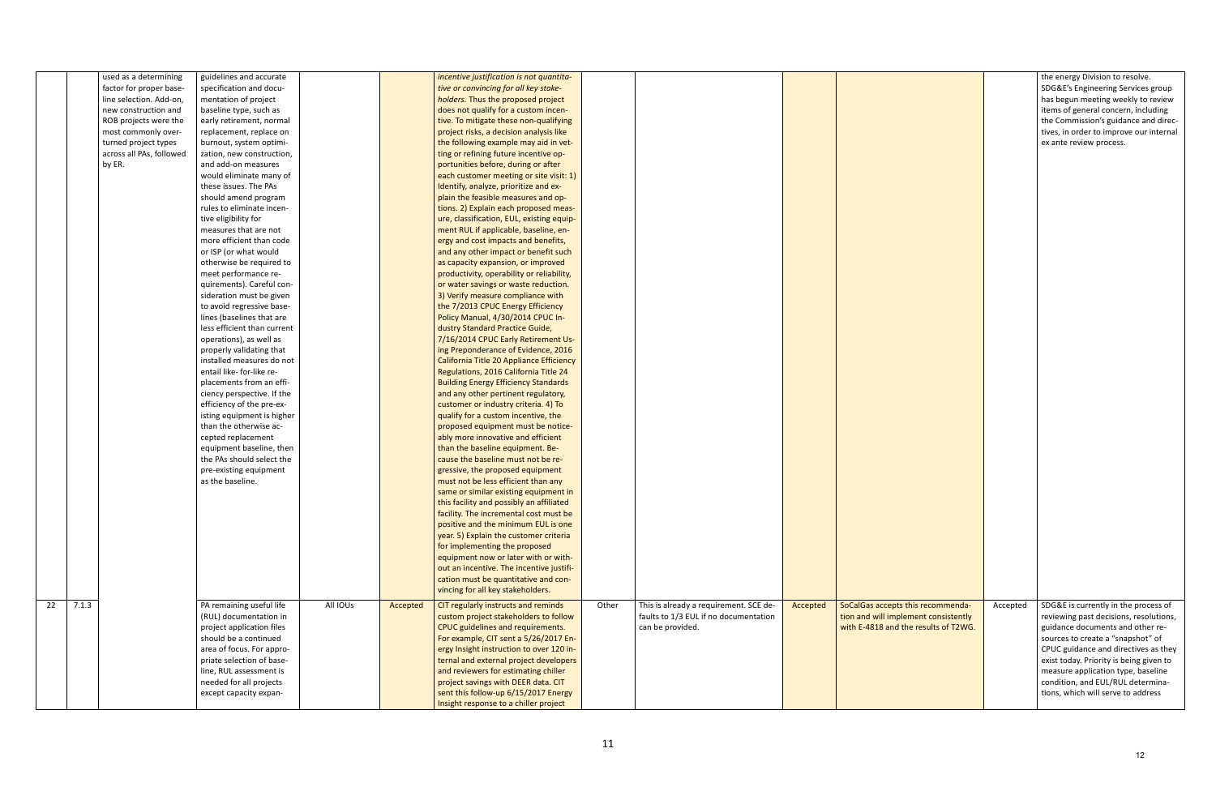| | | | | | | | | | | | | |
|---|---|---|---|---|---|---|---|---|---|---|---|---|
| | | used as a determining factor for proper baseline selection. Add-on, new construction and ROB projects were the most commonly overturned project types across all PAs, followed by ER. | guidelines and accurate specification and documentation of project baseline type, such as early retirement, normal replacement, replace on burnout, system optimization, new construction, and add-on measures would eliminate many of these issues. The PAs should amend program rules to eliminate incentive eligibility for measures that are not more efficient than code or ISP (or what would otherwise be required to meet performance requirements). Careful consideration must be given to avoid regressive baselines (baselines that are less efficient than current operations), as well as properly validating that installed measures do not entail like- for-like replacements from an efficiency perspective. If the efficiency of the pre-existing equipment is higher than the otherwise accepted replacement equipment baseline, then the PAs should select the pre-existing equipment as the baseline. | | | *incentive justification is not quantitative or convincing for all key stakeholders.* Thus the proposed project does not qualify for a custom incentive. To mitigate these non-qualifying project risks, a decision analysis like the following example may aid in vetting or refining future incentive opportunities before, during or after each customer meeting or site visit: 1) Identify, analyze, prioritize and explain the feasible measures and options. 2) Explain each proposed measure, classification, EUL, existing equipment RUL if applicable, baseline, energy and cost impacts and benefits, and any other impact or benefit such as capacity expansion, or improved productivity, operability or reliability, or water savings or waste reduction. 3) Verify measure compliance with the 7/2013 CPUC Energy Efficiency Policy Manual, 4/30/2014 CPUC Industry Standard Practice Guide, 7/16/2014 CPUC Early Retirement Using Preponderance of Evidence, 2016 California Title 20 Appliance Efficiency Regulations, 2016 California Title 24 Building Energy Efficiency Standards and any other pertinent regulatory, customer or industry criteria. 4) To qualify for a custom incentive, the proposed equipment must be noticeably more innovative and efficient than the baseline equipment. Because the baseline must not be regressive, the proposed equipment must not be less efficient than any same or similar existing equipment in this facility and possibly an affiliated facility. The incremental cost must be positive and the minimum EUL is one year. 5) Explain the customer criteria for implementing the proposed equipment now or later with or without an incentive. The incentive justification must be quantitative and convincing for all key stakeholders. | | | | | | the energy Division to resolve. SDG&E's Engineering Services group has begun meeting weekly to review items of general concern, including the Commission's guidance and directives, in order to improve our internal ex ante review process. |
| 22 | 7.1.3 | | PA remaining useful life (RUL) documentation in project application files should be a continued area of focus. For appropriate selection of baseline, RUL assessment is needed for all projects except capacity expan- | All IOUs | Accepted | CIT regularly instructs and reminds custom project stakeholders to follow CPUC guidelines and requirements. For example, CIT sent a 5/26/2017 Energy Insight instruction to over 120 internal and external project developers and reviewers for estimating chiller project savings with DEER data. CIT sent this follow-up 6/15/2017 Energy Insight response to a chiller project | Other | This is already a requirement. SCE defaults to 1/3 EUL if no documentation can be provided. | Accepted | SoCalGas accepts this recommendation and will implement consistently with E-4818 and the results of T2WG. | Accepted | SDG&E is currently in the process of reviewing past decisions, resolutions, guidance documents and other resources to create a "snapshot" of CPUC guidance and directives as they exist today. Priority is being given to measure application type, baseline condition, and EUL/RUL determinations, which will serve to address |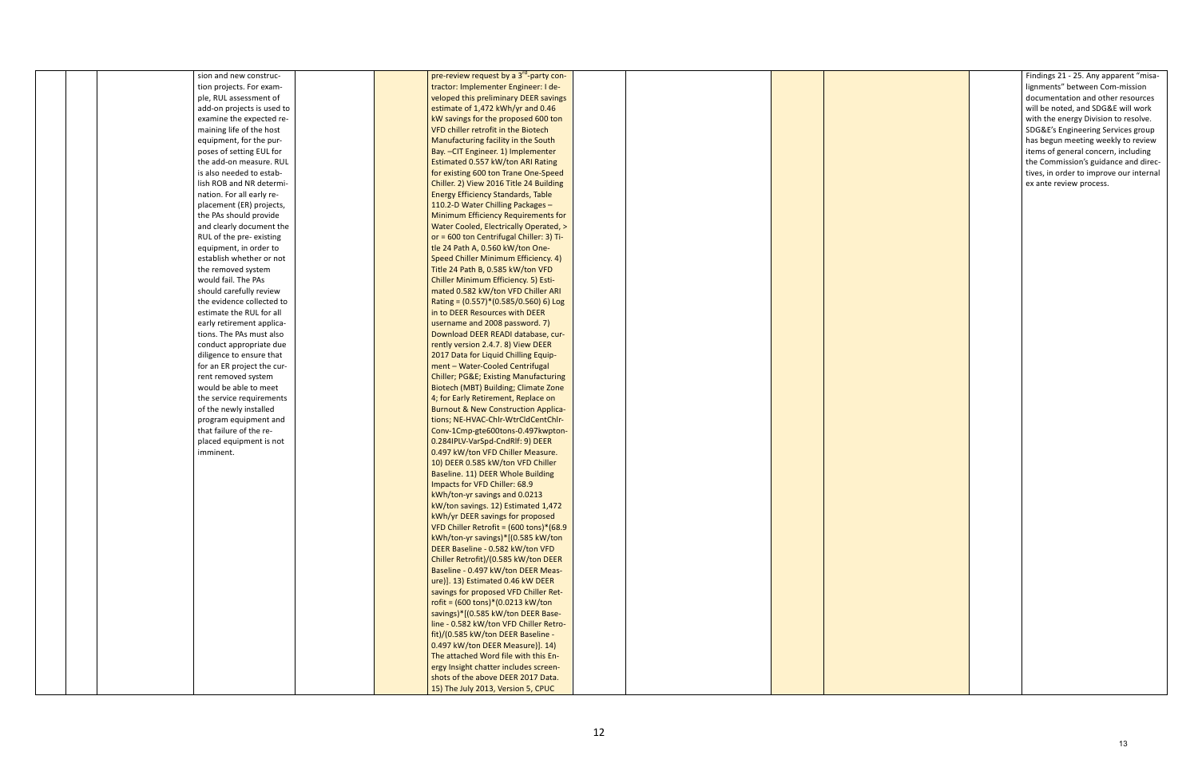| | | | | | | | | | | | | |
|---|---|---|---|---|---|---|---|---|---|---|---|---|
| | | | sion and new construction projects. For example, RUL assessment of add-on projects is used to examine the expected remaining life of the host equipment, for the purposes of setting EUL for the add-on measure. RUL is also needed to establish ROB and NR determination. For all early replacement (ER) projects, the PAs should provide and clearly document the RUL of the pre- existing equipment, in order to establish whether or not the removed system would fail. The PAs should carefully review the evidence collected to estimate the RUL for all early retirement applications. The PAs must also conduct appropriate due diligence to ensure that for an ER project the current removed system would be able to meet the service requirements of the newly installed program equipment and that failure of the replaced equipment is not imminent. | | | pre-review request by a 3rd-party contractor: Implementer Engineer: I developed this preliminary DEER savings estimate of 1,472 kWh/yr and 0.46 kW savings for the proposed 600 ton VFD chiller retrofit in the Biotech Manufacturing facility in the South Bay. –CIT Engineer. 1) Implementer Estimated 0.557 kW/ton ARI Rating for existing 600 ton Trane One-Speed Chiller. 2) View 2016 Title 24 Building Energy Efficiency Standards, Table 110.2-D Water Chilling Packages – Minimum Efficiency Requirements for Water Cooled, Electrically Operated, > or = 600 ton Centrifugal Chiller: 3) Title 24 Path A, 0.560 kW/ton One-Speed Chiller Minimum Efficiency. 4) Title 24 Path B, 0.585 kW/ton VFD Chiller Minimum Efficiency. 5) Estimated 0.582 kW/ton VFD Chiller ARI Rating = (0.557)*(0.585/0.560) 6) Log in to DEER Resources with DEER username and 2008 password. 7) Download DEER READI database, currently version 2.4.7. 8) View DEER 2017 Data for Liquid Chilling Equipment – Water-Cooled Centrifugal Chiller; PG&E; Existing Manufacturing Biotech (MBT) Building; Climate Zone 4; for Early Retirement, Replace on Burnout & New Construction Applications; NE-HVAC-Chlr-WtrCldCentChlr-Conv-1Cmp-gte600tons-0.497kwpton-0.284IPLV-VarSpd-CndRlf: 9) DEER 0.497 kW/ton VFD Chiller Measure. 10) DEER 0.585 kW/ton VFD Chiller Baseline. 11) DEER Whole Building Impacts for VFD Chiller: 68.9 kWh/ton-yr savings and 0.0213 kW/ton savings. 12) Estimated 1,472 kWh/yr DEER savings for proposed VFD Chiller Retrofit = (600 tons)*(68.9 kWh/ton-yr savings)*[(0.585 kW/ton DEER Baseline - 0.582 kW/ton VFD Chiller Retrofit)/(0.585 kW/ton DEER Baseline - 0.497 kW/ton DEER Measure)]. 13) Estimated 0.46 kW DEER savings for proposed VFD Chiller Retrofit = (600 tons)*(0.0213 kW/ton savings)*[(0.585 kW/ton DEER Baseline - 0.582 kW/ton VFD Chiller Retrofit)/(0.585 kW/ton DEER Baseline - 0.497 kW/ton DEER Measure)]. 14) The attached Word file with this Energy Insight chatter includes screenshots of the above DEER 2017 Data. 15) The July 2013, Version 5, CPUC | | | | | | Findings 21 - 25. Any apparent "misalignments" between Com-mission documentation and other resources will be noted, and SDG&E will work with the energy Division to resolve. SDG&E's Engineering Services group has begun meeting weekly to review items of general concern, including the Commission's guidance and directives, in order to improve our internal ex ante review process. |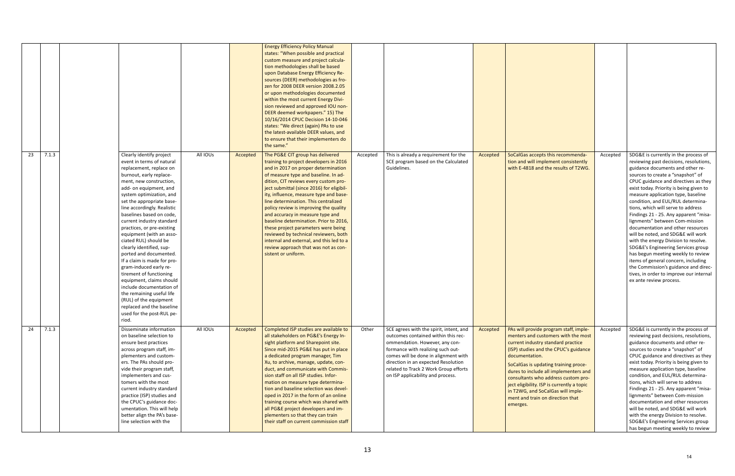| | | | | | | | | | | | | |
|---|---|---|---|---|---|---|---|---|---|---|---|---|
| | | | | | | Energy Efficiency Policy Manual states: "When possible and practical custom measure and project calculation methodologies shall be based upon Database Energy Efficiency Resources (DEER) methodologies as frozen for 2008 DEER version 2008.2.05 or upon methodologies documented within the most current Energy Division reviewed and approved IOU non-DEER deemed workpapers." 15) The 10/16/2014 CPUC Decision 14-10-046 states: "We direct (again) PAs to use the latest-available DEER values, and to ensure that their implementers do the same." | | | | | | |
| 23 | 7.1.3 | | Clearly identify project event in terms of natural replacement, replace on burnout, early replacement, new construction, add- on equipment, and system optimization, and set the appropriate baseline accordingly. Realistic baselines based on code, current industry standard practices, or pre-existing equipment (with an associated RUL) should be clearly identified, supported and documented. If a claim is made for program-induced early retirement of functioning equipment, claims should include documentation of the remaining useful life (RUL) of the equipment replaced and the baseline used for the post-RUL period. | All IOUs | Accepted | The PG&E CIT group has delivered training to project developers in 2016 and in 2017 on proper determination of measure type and baseline. In addition, CIT reviews every custom project submittal (since 2016) for eligibility, influence, measure type and baseline determination. This centralized policy review is improving the quality and accuracy in measure type and baseline determination. Prior to 2016, these project parameters were being reviewed by technical reviewers, both internal and external, and this led to a review approach that was not as consistent or uniform. | Accepted | This is already a requirement for the SCE program based on the Calculated Guidelines. | Accepted | SoCalGas accepts this recommendation and will implement consistently with E-4818 and the results of T2WG. | Accepted | SDG&E is currently in the process of reviewing past decisions, resolutions, guidance documents and other resources to create a "snapshot" of CPUC guidance and directives as they exist today. Priority is being given to measure application type, baseline condition, and EUL/RUL determinations, which will serve to address Findings 21 - 25. Any apparent "misalignments" between Commission documentation and other resources will be noted, and SDG&E will work with the energy Division to resolve. SDG&E's Engineering Services group has begun meeting weekly to review items of general concern, including the Commission's guidance and directives, in order to improve our internal ex ante review process. |
| 24 | 7.1.3 | | Disseminate information on baseline selection to ensure best practices across program staff, implementers and customers. The PAs should provide their program staff, implementers and customers with the most current industry standard practice (ISP) studies and the CPUC's guidance documentation. This will help better align the PA's baseline selection with the | All IOUs | Accepted | Completed ISP studies are available to all stakeholders on PG&E's Energy Insight platform and Sharepoint site. Since mid-2015 PG&E has put in place a dedicated program manager, Tim Xu, to archive, manage, update, conduct, and communicate with Commission staff on all ISP studies. Information on measure type determination and baseline selection was developed in 2017 in the form of an online training course which was shared with all PG&E project developers and implementers so that they can train their staff on current commission staff | Other | SCE agrees with the spirit, intent, and outcomes contained within this recommendation. However, any concomes will be done in alignment with direction in an expected Resolution related to Track 2 Work Group efforts on ISP applicability and process. | Accepted | PAs will provide program staff, implementers and customers with the most current industry standard practice (ISP) studies and the CPUC's guidance documentation.<br><br>SoCalGas is updating training procedures to include all implementers and consultants who address custom project eligibility. ISP is currently a topic in T2WG, and SoCalGas will implement and train on direction that emerges. | Accepted | SDG&E is currently in the process of reviewing past decisions, resolutions, guidance documents and other resources to create a "snapshot" of CPUC guidance and directives as they exist today. Priority is being given to measure application type, baseline condition, and EUL/RUL determinations, which will serve to address Findings 21 - 25. Any apparent "misalignments" between Commission documentation and other resources will be noted, and SDG&E will work with the energy Division to resolve. SDG&E's Engineering Services group has begun meeting weekly to review |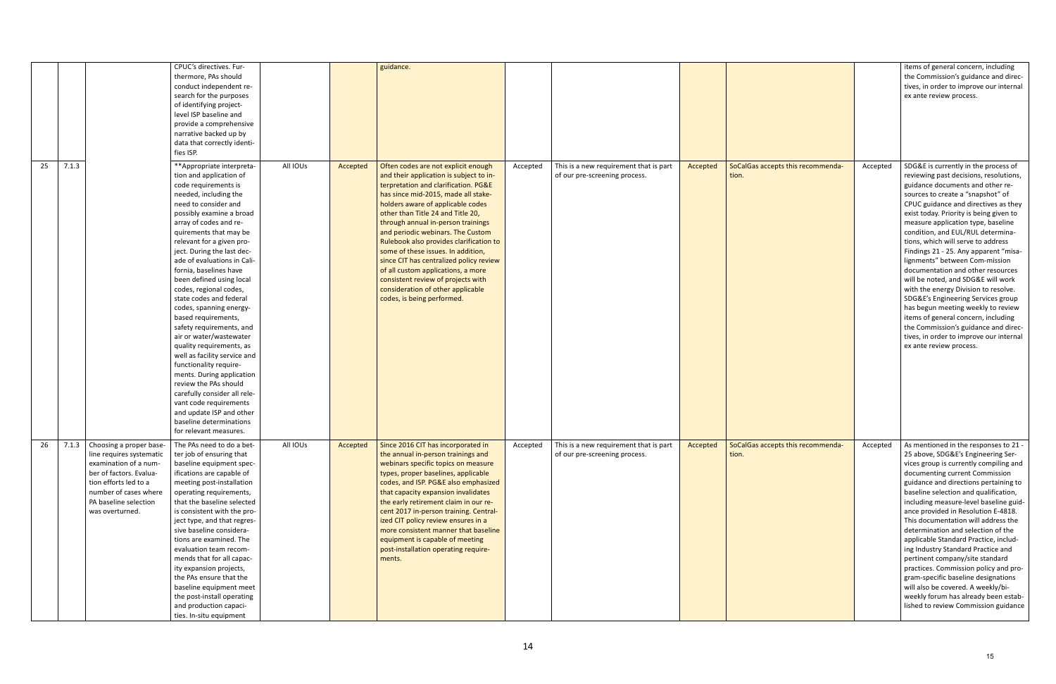| | | | | | | | | | | | |
|---|---|---|---|---|---|---|---|---|---|---|---|
| | | | CPUC's directives. Furthermore, PAs should conduct independent research for the purposes of identifying project-level ISP baseline and provide a comprehensive narrative backed up by data that correctly identifies ISP. | | | guidance. | | | | | | items of general concern, including the Commission's guidance and directives, in order to improve our internal ex ante review process. |
| 25 | 7.1.3 | | **Appropriate interpretation and application of code requirements is needed, including the need to consider and possibly examine a broad array of codes and requirements that may be relevant for a given project. During the last decade of evaluations in California, baselines have been defined using local codes, regional codes, state codes and federal codes, spanning energy-based requirements, safety requirements, and air or water/wastewater quality requirements, as well as facility service and functionality requirements. During application review the PAs should carefully consider all relevant code requirements and update ISP and other baseline determinations for relevant measures. | All IOUs | Accepted | Often codes are not explicit enough and their application is subject to interpretation and clarification. PG&E has since mid-2015, made all stakeholders aware of applicable codes other than Title 24 and Title 20, through annual in-person trainings and periodic webinars. The Custom Rulebook also provides clarification to some of these issues. In addition, since CIT has centralized policy review of all custom applications, a more consistent review of projects with consideration of other applicable codes, is being performed. | Accepted | This is a new requirement that is part of our pre-screening process. | Accepted | SoCalGas accepts this recommendation. | Accepted | SDG&E is currently in the process of reviewing past decisions, resolutions, guidance documents and other resources to create a "snapshot" of CPUC guidance and directives as they exist today. Priority is being given to measure application type, baseline condition, and EUL/RUL determinations, which will serve to address Findings 21 - 25. Any apparent "misalignments" between Commission documentation and other resources will be noted, and SDG&E will work with the energy Division to resolve. SDG&E's Engineering Services group has begun meeting weekly to review items of general concern, including the Commission's guidance and directives, in order to improve our internal ex ante review process. |
| 26 | 7.1.3 | Choosing a proper baseline requires systematic examination of a number of factors. Evaluation efforts led to a number of cases where PA baseline selection was overturned. | The PAs need to do a better job of ensuring that baseline equipment specifications are capable of meeting post-installation operating requirements, that the baseline selected is consistent with the project type, and that regressive baseline considerations are examined. The evaluation team recommends that for all capacity expansion projects, the PAs ensure that the baseline equipment meet the post-install operating and production capacities. In-situ equipment | All IOUs | Accepted | Since 2016 CIT has incorporated in the annual in-person trainings and webinars specific topics on measure types, proper baselines, applicable codes, and ISP. PG&E also emphasized that capacity expansion invalidates the early retirement claim in our recent 2017 in-person training. Centralized CIT policy review ensures in a more consistent manner that baseline equipment is capable of meeting post-installation operating requirements. | Accepted | This is a new requirement that is part of our pre-screening process. | Accepted | SoCalGas accepts this recommendation. | Accepted | As mentioned in the responses to 21 - 25 above, SDG&E's Engineering Services group is currently compiling and documenting current Commission guidance and directions pertaining to baseline selection and qualification, including measure-level baseline guidance provided in Resolution E-4818. This documentation will address the determination and selection of the applicable Standard Practice, including Industry Standard Practice and pertinent company/site standard practices. Commission policy and program-specific baseline designations will also be covered. A weekly/bi-weekly forum has already been established to review Commission guidance |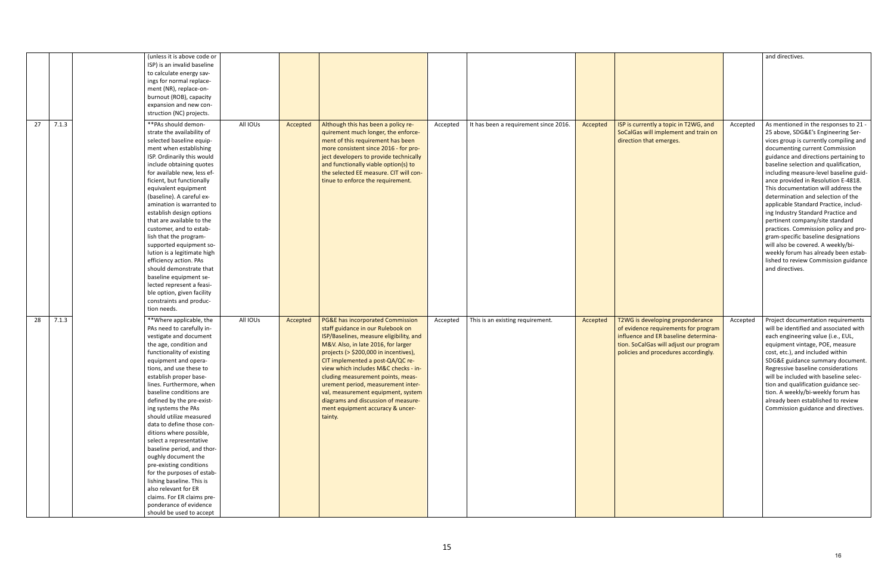| | | | | | | | | | | | |
|---|---|---|---|---|---|---|---|---|---|---|---|
| | | | (unless it is above code or ISP) is an invalid baseline to calculate energy savings for normal replacement (NR), replace-on-burnout (ROB), capacity expansion and new construction (NC) projects. | | | | | | | | and directives. |
| 27 | 7.1.3 | | **PAs should demonstrate the availability of selected baseline equipment when establishing ISP. Ordinarily this would include obtaining quotes for available new, less efficient, but functionally equivalent equipment (baseline). A careful examination is warranted to establish design options that are available to the customer, and to establish that the program-supported equipment solution is a legitimate high efficiency action. PAs should demonstrate that baseline equipment selected represent a feasible option, given facility constraints and production needs. | All IOUs | Accepted | Although this has been a policy requirement much longer, the enforcement of this requirement has been more consistent since 2016 - for project developers to provide technically and functionally viable option(s) to the selected EE measure. CIT will continue to enforce the requirement. | Accepted | It has been a requirement since 2016. | Accepted | ISP is currently a topic in T2WG, and SoCalGas will implement and train on direction that emerges. | Accepted | As mentioned in the responses to 21 - 25 above, SDG&E's Engineering Services group is currently compiling and documenting current Commission guidance and directions pertaining to baseline selection and qualification, including measure-level baseline guidance provided in Resolution E-4818. This documentation will address the determination and selection of the applicable Standard Practice, including Industry Standard Practice and pertinent company/site standard practices. Commission policy and program-specific baseline designations will also be covered. A weekly/bi-weekly forum has already been established to review Commission guidance and directives. |
| 28 | 7.1.3 | | **Where applicable, the PAs need to carefully investigate and document the age, condition and functionality of existing equipment and operations, and use these to establish proper baselines. Furthermore, when baseline conditions are defined by the pre-existing systems the PAs should utilize measured data to define those conditions where possible, select a representative baseline period, and thoroughly document the pre-existing conditions for the purposes of establishing baseline. This is also relevant for ER claims. For ER claims preponderance of evidence should be used to accept | All IOUs | Accepted | PG&E has incorporated Commission staff guidance in our Rulebook on ISP/Baselines, measure eligibility, and M&V. Also, in late 2016, for larger projects (> $200,000 in incentives), CIT implemented a post-QA/QC review which includes M&C checks - including measurement points, measurement period, measurement interval, measurement equipment, system diagrams and discussion of measurement equipment accuracy & uncertainty. | Accepted | This is an existing requirement. | Accepted | T2WG is developing preponderance of evidence requirements for program influence and ER baseline determination. SoCalGas will adjust our program policies and procedures accordingly. | Accepted | Project documentation requirements will be identified and associated with each engineering value (i.e., EUL, equipment vintage, POE, measure cost, etc.), and included within SDG&E guidance summary document. Regressive baseline considerations will be included with baseline selection and qualification guidance section. A weekly/bi-weekly forum has already been established to review Commission guidance and directives. |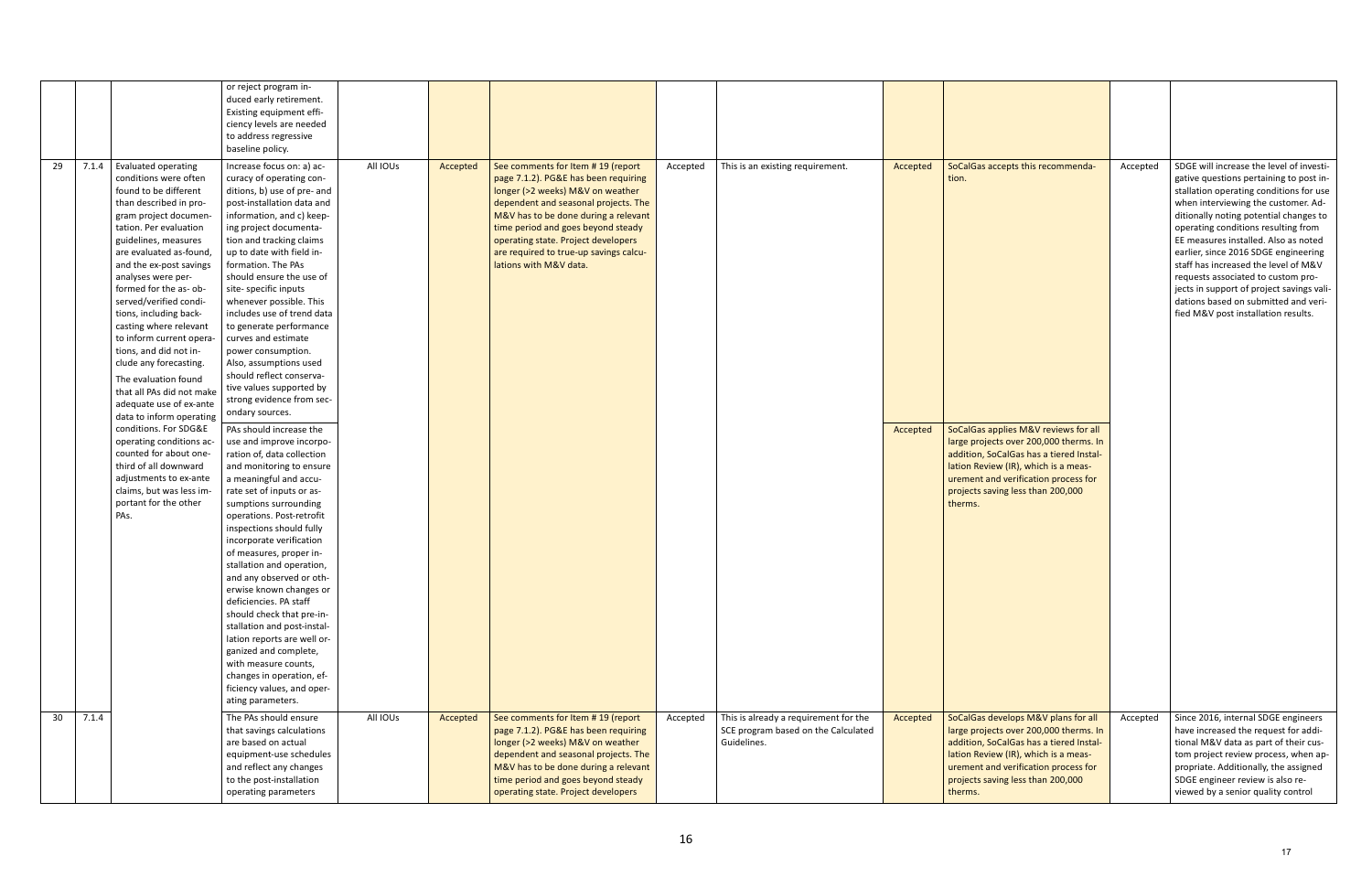|  |  |  | or reject program induced early retirement. Existing equipment efficiency levels are needed to address regressive baseline policy. |  |  |  |  |  |  |  |  |  |
|---|---|---|---|---|---|---|---|---|---|---|---|---|
| 29 | 7.1.4 | Evaluated operating conditions were often found to be different than described in program project documentation. Per evaluation guidelines, measures are evaluated as-found, and the ex-post savings analyses were performed for the as-observed/verified conditions, including backcasting where relevant to inform current operations, and did not include any forecasting.<br><br>The evaluation found that all PAs did not make adequate use of ex-ante data to inform operating conditions. For SDG&E operating conditions accounted for about one-third of all downward adjustments to ex-ante claims, but was less important for the other PAs. | Increase focus on: a) accuracy of operating conditions, b) use of pre- and post-installation data and information, and c) keeping project documentation and tracking claims up to date with field information. The PAs should ensure the use of site-specific inputs whenever possible. This includes use of trend data to generate performance curves and estimate power consumption. Also, assumptions used should reflect conservative values supported by strong evidence from secondary sources. | All IOUs | Accepted | See comments for Item # 19 (report page 7.1.2). PG&E has been requiring longer (>2 weeks) M&V on weather dependent and seasonal projects. The M&V has to be done during a relevant time period and goes beyond steady operating state. Project developers are required to true-up savings calculations with M&V data. | Accepted | This is an existing requirement. | Accepted | SoCalGas accepts this recommendation. | Accepted | SDGE will increase the level of investigative questions pertaining to post installation operating conditions for use when interviewing the customer. Additionally noting potential changes to operating conditions resulting from EE measures installed. Also as noted earlier, since 2016 SDGE engineering staff has increased the level of M&V requests associated to custom projects in support of project savings validations based on submitted and verified M&V post installation results. |
|  |  |  | PAs should increase the use and improve incorporation of, data collection and monitoring to ensure a meaningful and accurate set of inputs or assumptions surrounding operations. Post-retrofit inspections should fully incorporate verification of measures, proper installation and operation, and any observed or otherwise known changes or deficiencies. PA staff should check that pre-installation and post-installation reports are well organized and complete, with measure counts, changes in operation, efficiency values, and operating parameters. |  |  |  |  |  | Accepted | SoCalGas applies M&V reviews for all large projects over 200,000 therms. In addition, SoCalGas has a tiered Installation Review (IR), which is a measurement and verification process for projects saving less than 200,000 therms. |  |  |
| 30 | 7.1.4 |  | The PAs should ensure that savings calculations are based on actual equipment-use schedules and reflect any changes to the post-installation operating parameters | All IOUs | Accepted | See comments for Item # 19 (report page 7.1.2). PG&E has been requiring longer (>2 weeks) M&V on weather dependent and seasonal projects. The M&V has to be done during a relevant time period and goes beyond steady operating state. Project developers | Accepted | This is already a requirement for the SCE program based on the Calculated Guidelines. | Accepted | SoCalGas develops M&V plans for all large projects over 200,000 therms. In addition, SoCalGas has a tiered Installation Review (IR), which is a measurement and verification process for projects saving less than 200,000 therms. | Accepted | Since 2016, internal SDGE engineers have increased the request for additional M&V data as part of their custom project review process, when appropriate. Additionally, the assigned SDGE engineer review is also reviewed by a senior quality control |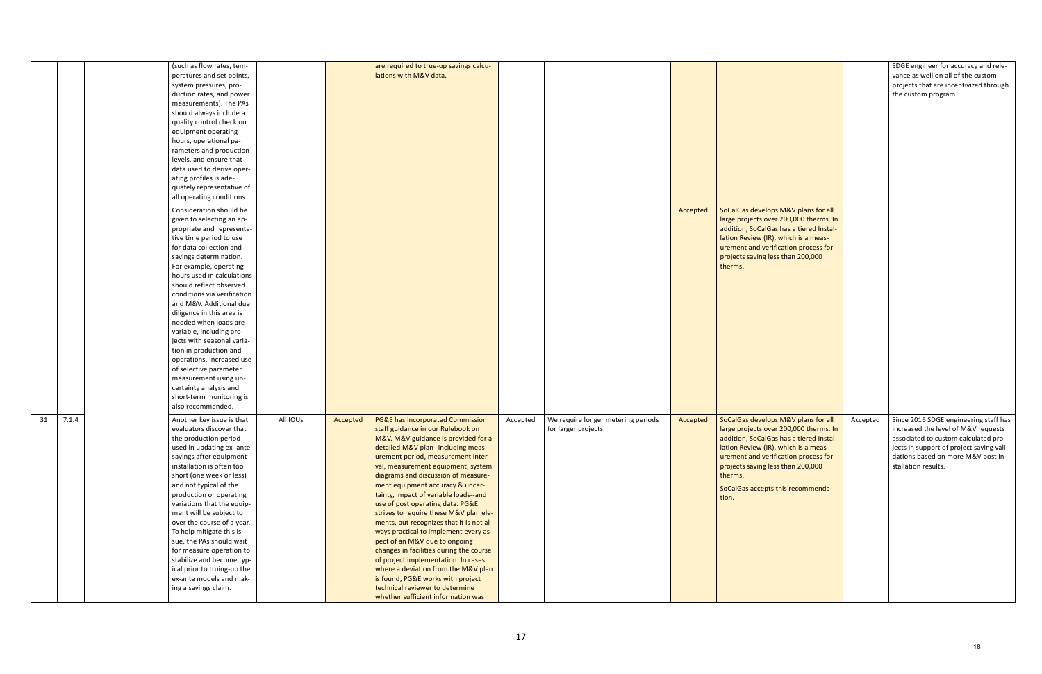| | | | (such as flow rates, temperatures and set points, system pressures, production rates, and power measurements). The PAs should always include a quality control check on equipment operating hours, operational parameters and production levels, and ensure that data used to derive operating profiles is adequately representative of all operating conditions. | | | are required to true-up savings calculations with M&V data. | | | | | | SDGE engineer for accuracy and relevance as well on all of the custom projects that are incentivized through the custom program. |
|---|---|---|---|---|---|---|---|---|---|---|---|---|
| | | | Consideration should be given to selecting an appropriate and representative time period to use for data collection and savings determination. For example, operating hours used in calculations should reflect observed conditions via verification and M&V. Additional due diligence in this area is needed when loads are variable, including projects with seasonal variation in production and operations. Increased use of selective parameter measurement using uncertainty analysis and short-term monitoring is also recommended. | | | | | | Accepted | SoCalGas develops M&V plans for all large projects over 200,000 therms. In addition, SoCalGas has a tiered Installation Review (IR), which is a measurement and verification process for projects saving less than 200,000 therms. | | |
| 31 | 7.1.4 | | Another key issue is that evaluators discover that the production period used in updating ex- ante savings after equipment installation is often too short (one week or less) and not typical of the production or operating variations that the equipment will be subject to over the course of a year. To help mitigate this issue, the PAs should wait for measure operation to stabilize and become typical prior to truing-up the ex-ante models and making a savings claim. | All IOUs | Accepted | PG&E has incorporated Commission staff guidance in our Rulebook on M&V. M&V guidance is provided for a detailed M&V plan--including measurement period, measurement interval, measurement equipment, system diagrams and discussion of measurement equipment accuracy & uncertainty, impact of variable loads--and use of post operating data. PG&E strives to require these M&V plan elements, but recognizes that it is not always practical to implement every aspect of an M&V due to ongoing changes in facilities during the course of project implementation. In cases where a deviation from the M&V plan is found, PG&E works with project technical reviewer to determine whether sufficient information was | Accepted | We require longer metering periods for larger projects. | Accepted | SoCalGas develops M&V plans for all large projects over 200,000 therms. In addition, SoCalGas has a tiered Installation Review (IR), which is a measurement and verification process for projects saving less than 200,000 therms.<br><br>SoCalGas accepts this recommendation. | Accepted | Since 2016 SDGE engineering staff has increased the level of M&V requests associated to custom calculated projects in support of project saving validations based on more M&V post installation results. |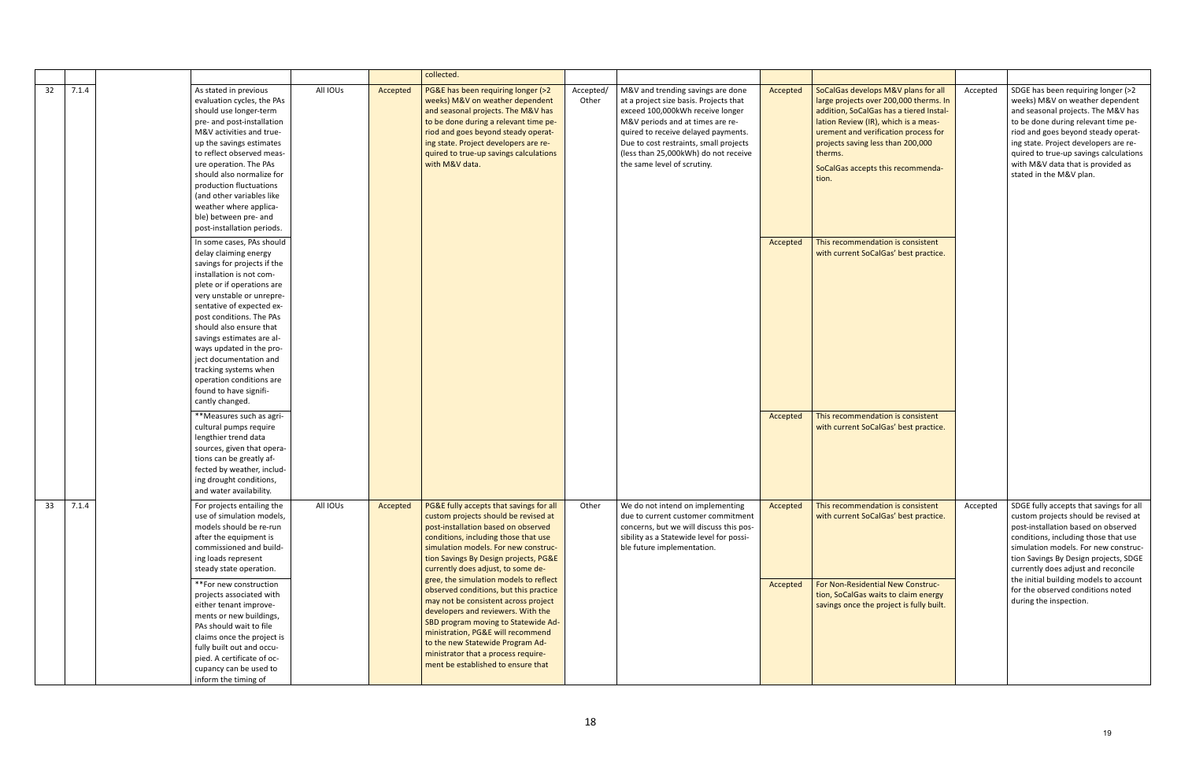|  |  |  |  |  | collected. |  |  |  |  |  |  |
|---|---|---|---|---|---|---|---|---|---|---|---|
| 32 | 7.1.4 |  | As stated in previous evaluation cycles, the PAs should use longer-term pre- and post-installation M&V activities and true-up the savings estimates to reflect observed measure operation. The PAs should also normalize for production fluctuations (and other variables like weather where applicable) between pre- and post-installation periods. | All IOUs | Accepted | PG&E has been requiring longer (>2 weeks) M&V on weather dependent and seasonal projects. The M&V has to be done during a relevant time period and goes beyond steady operating state. Project developers are required to true-up savings calculations with M&V data. | Accepted/ Other | M&V and trending savings are done at a project size basis. Projects that exceed 100,000kWh receive longer M&V periods and at times are required to receive delayed payments. Due to cost restraints, small projects (less than 25,000kWh) do not receive the same level of scrutiny. | Accepted | SoCalGas develops M&V plans for all large projects over 200,000 therms. In addition, SoCalGas has a tiered Installation Review (IR), which is a measurement and verification process for projects saving less than 200,000 therms.<br><br>SoCalGas accepts this recommendation. | Accepted | SDGE has been requiring longer (>2 weeks) M&V on weather dependent and seasonal projects. The M&V has to be done during relevant time period and goes beyond steady operating state. Project developers are required to true-up savings calculations with M&V data that is provided as stated in the M&V plan. |
|  |  |  | In some cases, PAs should delay claiming energy savings for projects if the installation is not complete or if operations are very unstable or unrepresentative of expected ex-post conditions. The PAs should also ensure that savings estimates are always updated in the project documentation and tracking systems when operation conditions are found to have significantly changed. |  |  |  |  |  | Accepted | This recommendation is consistent with current SoCalGas' best practice. |  |  |
|  |  |  | **Measures such as agricultural pumps require lengthier trend data sources, given that operations can be greatly affected by weather, including drought conditions, and water availability. |  |  |  |  |  | Accepted | This recommendation is consistent with current SoCalGas' best practice. |  |  |
| 33 | 7.1.4 |  | For projects entailing the use of simulation models, models should be re-run after the equipment is commissioned and building loads represent steady state operation. | All IOUs | Accepted | PG&E fully accepts that savings for all custom projects should be revised at post-installation based on observed conditions, including those that use simulation models. For new construction Savings By Design projects, PG&E currently does adjust, to some degree, the simulation models to reflect observed conditions, but this practice may not be consistent across project developers and reviewers. With the SBD program moving to Statewide Administration, PG&E will recommend to the new Statewide Program Administrator that a process requirement be established to ensure that | Other | We do not intend on implementing due to current customer commitment concerns, but we will discuss this possibility as a Statewide level for possible future implementation. | Accepted | This recommendation is consistent with current SoCalGas' best practice. | Accepted | SDGE fully accepts that savings for all custom projects should be revised at post-installation based on observed conditions, including those that use simulation models. For new construction Savings By Design projects, SDGE currently does adjust and reconcile the initial building models to account for the observed conditions noted during the inspection. |
|  |  |  | **For new construction projects associated with either tenant improvements or new buildings, PAs should wait to file claims once the project is fully built out and occupied. A certificate of occupancy can be used to inform the timing of |  |  |  |  |  | Accepted | For Non-Residential New Construction, SoCalGas waits to claim energy savings once the project is fully built. |  |  |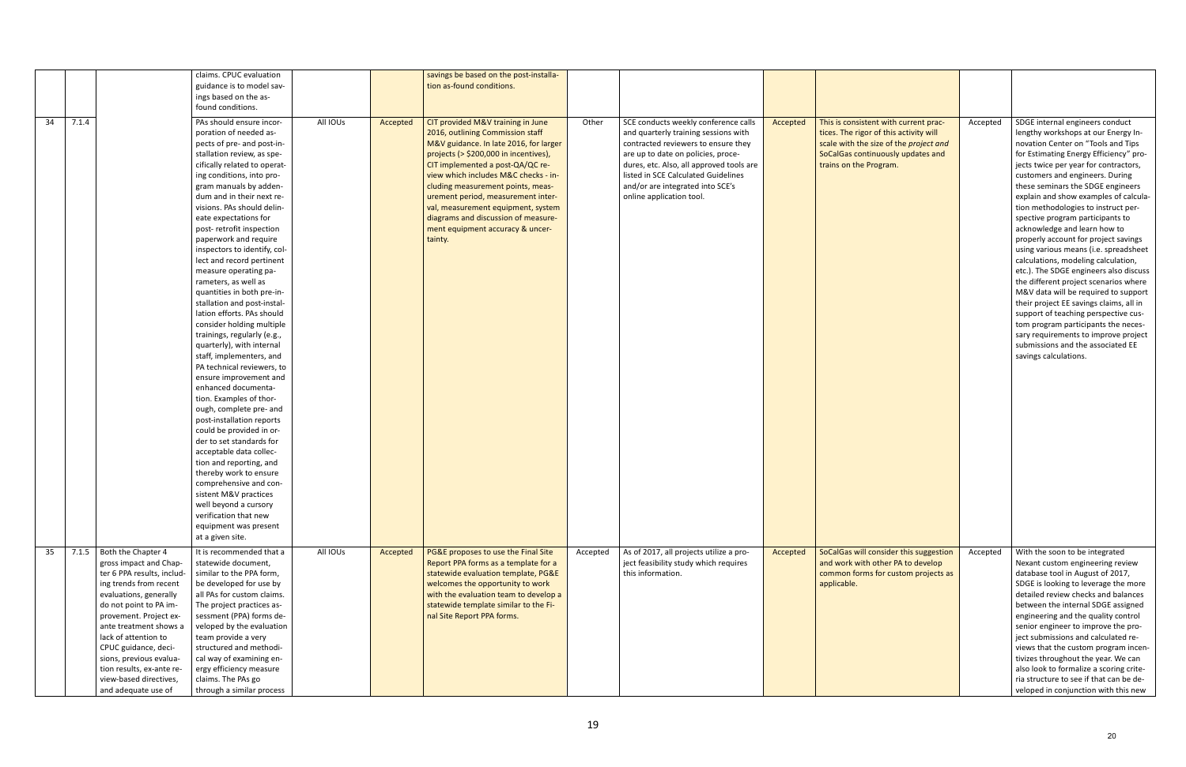| | | | claims. CPUC evaluation guidance is to model savings based on the as-found conditions. | | | savings be based on the post-installation as-found conditions. | | | | | | |
|---|---|---|---|---|---|---|---|---|---|---|---|---|
| 34 | 7.1.4 | | PAs should ensure incorporation of needed aspects of pre- and post-installation review, specifically related to operating conditions, into program manuals by addendum and in their next revisions. PAs should delineate expectations for post- retrofit inspection paperwork and require inspectors to identify, collect and record pertinent measure operating parameters, as well as quantities in both pre-installation and post-installation efforts. PAs should consider holding multiple trainings, regularly (e.g., quarterly), with internal staff, implementers, and PA technical reviewers, to ensure improvement and enhanced documentation. Examples of thorough, complete pre- and post-installation reports could be provided in order to set standards for acceptable data collection and reporting, and thereby work to ensure comprehensive and consistent M&V practices well beyond a cursory verification that new equipment was present at a given site. | All IOUs | Accepted | CIT provided M&V training in June 2016, outlining Commission staff M&V guidance. In late 2016, for larger projects (> $200,000 in incentives), CIT implemented a post-QA/QC review which includes M&C checks - including measurement points, measurement period, measurement interval, measurement equipment, system diagrams and discussion of measurement equipment accuracy & uncertainty. | Other | SCE conducts weekly conference calls and quarterly training sessions with contracted reviewers to ensure they are up to date on policies, procedures, etc. Also, all approved tools are listed in SCE Calculated Guidelines and/or are integrated into SCE's online application tool. | Accepted | This is consistent with current practices. The rigor of this activity will scale with the size of the *project and* SoCalGas continuously updates and trains on the Program. | Accepted | SDGE internal engineers conduct lengthy workshops at our Energy Innovation Center on "Tools and Tips for Estimating Energy Efficiency" projects twice per year for contractors, customers and engineers. During these seminars the SDGE engineers explain and show examples of calculation methodologies to instruct perspective program participants to acknowledge and learn how to properly account for project savings using various means (i.e. spreadsheet calculations, modeling calculation, etc.). The SDGE engineers also discuss the different project scenarios where M&V data will be required to support their project EE savings claims, all in support of teaching perspective custom program participants the necessary requirements to improve project submissions and the associated EE savings calculations. |
| 35 | 7.1.5 | Both the Chapter 4 gross impact and Chapter 6 PPA results, including trends from recent evaluations, generally do not point to PA improvement. Project ex-ante treatment shows a lack of attention to CPUC guidance, decisions, previous evaluation results, ex-ante review-based directives, and adequate use of | It is recommended that a statewide document, similar to the PPA form, be developed for use by all PAs for custom claims. The project practices assessment (PPA) forms developed by the evaluation team provide a very structured and methodical way of examining energy efficiency measure claims. The PAs go through a similar process | All IOUs | Accepted | PG&E proposes to use the Final Site Report PPA forms as a template for a statewide evaluation template, PG&E welcomes the opportunity to work with the evaluation team to develop a statewide template similar to the Final Site Report PPA forms. | Accepted | As of 2017, all projects utilize a project feasibility study which requires this information. | Accepted | SoCalGas will consider this suggestion and work with other PA to develop common forms for custom projects as applicable. | Accepted | With the soon to be integrated Nexant custom engineering review database tool in August of 2017, SDGE is looking to leverage the more detailed review checks and balances between the internal SDGE assigned engineering and the quality control senior engineer to improve the project submissions and calculated reviews that the custom program incentivizes throughout the year. We can also look to formalize a scoring criteria structure to see if that can be developed in conjunction with this new |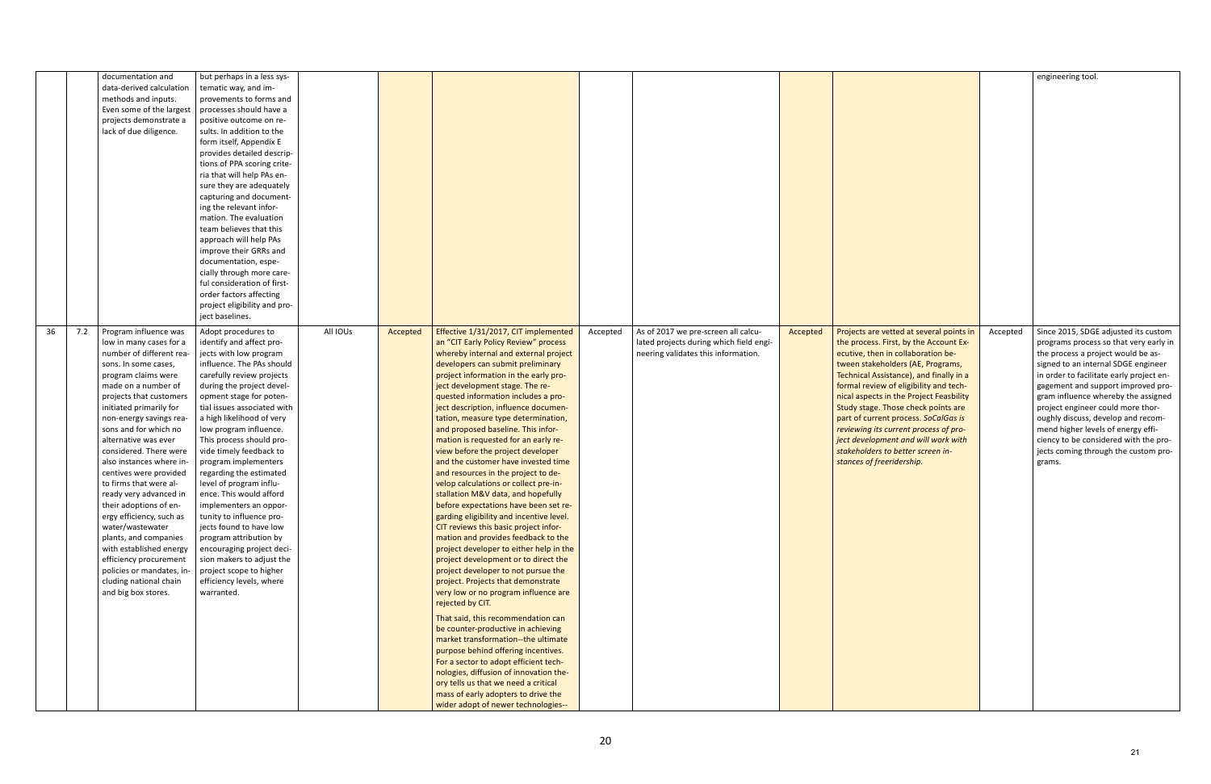| | | | | | | | | | | | | |
|---|---|---|---|---|---|---|---|---|---|---|---|---|
| | | documentation and data-derived calculation methods and inputs. Even some of the largest projects demonstrate a lack of due diligence. | but perhaps in a less systematic way, and improvements to forms and processes should have a positive outcome on results. In addition to the form itself, Appendix E provides detailed descriptions of PPA scoring criteria that will help PAs ensure they are adequately capturing and documenting the relevant information. The evaluation team believes that this approach will help PAs improve their GRRs and documentation, especially through more careful consideration of first-order factors affecting project eligibility and project baselines. | | | | | | | | | engineering tool. |
| 36 | 7.2 | Program influence was low in many cases for a number of different reasons. In some cases, program claims were made on a number of projects that customers initiated primarily for non-energy savings reasons and for which no alternative was ever considered. There were also instances where incentives were provided to firms that were already very advanced in their adoptions of energy efficiency, such as water/wastewater plants, and companies with established energy efficiency procurement policies or mandates, including national chain and big box stores. | Adopt procedures to identify and affect projects with low program influence. The PAs should carefully review projects during the project development stage for potential issues associated with a high likelihood of very low program influence. This process should provide timely feedback to program implementers regarding the estimated level of program influence. This would afford implementers an opportunity to influence projects found to have low program attribution by encouraging project decision makers to adjust the project scope to higher efficiency levels, where warranted. | All IOUs | Accepted | Effective 1/31/2017, CIT implemented an "CIT Early Policy Review" process whereby internal and external project developers can submit preliminary project information in the early project development stage. The requested information includes a project description, influence documentation, measure type determination, and proposed baseline. This information is requested for an early review before the project developer and the customer have invested time and resources in the project to develop calculations or collect pre-installation M&V data, and hopefully before expectations have been set regarding eligibility and incentive level. CIT reviews this basic project information and provides feedback to the project developer to either help in the project development or to direct the project developer to not pursue the project. Projects that demonstrate very low or no program influence are rejected by CIT.<br><br>That said, this recommendation can be counter-productive in achieving market transformation--the ultimate purpose behind offering incentives. For a sector to adopt efficient technologies, diffusion of innovation theory tells us that we need a critical mass of early adopters to drive the wider adopt of newer technologies-- | Accepted | As of 2017 we pre-screen all calculated projects during which field engineering validates this information. | Accepted | Projects are vetted at several points in the process. First, by the Account Executive, then in collaboration between stakeholders (AE, Programs, Technical Assistance), and finally in a formal review of eligibility and technical aspects in the Project Feasbility Study stage. Those check points are part of current process. *SoCalGas is reviewing its current process of project development and will work with stakeholders to better screen instances of freeridership.* | Accepted | Since 2015, SDGE adjusted its custom programs process so that very early in the process a project would be assigned to an internal SDGE engineer in order to facilitate early project engagement and support improved program influence whereby the assigned project engineer could more thoroughly discuss, develop and recommend higher levels of energy efficiency to be considered with the projects coming through the custom programs. |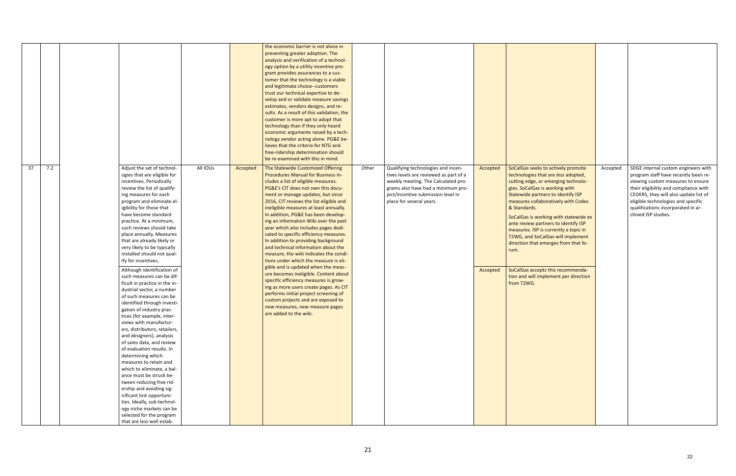| | | | | | | | | | | | | |
|---|---|---|---|---|---|---|---|---|---|---|---|---|
| | | | | | | the economic barrier is not alone in preventing greater adoption. The analysis and verification of a technology option by a utility incentive program provides assurances to a customer that the technology is a viable and legitimate choice--customers trust our technical expertise to develop and or validate measure savings estimates, vendors designs, and results. As a result of this validation, the customer is more apt to adopt that technology than if they only heard economic arguments raised by a technology vendor acting alone. PG&E believes that the criteria for NTG and free-ridership determination should be re-examined with this in mind. | | | | | | |
| 37 | 7.2 | | Adjust the set of technologies that are eligible for incentives. Periodically review the list of qualifying measures for each program and eliminate eligibility for those that have become standard practice. At a minimum, such reviews should take place annually. Measures that are already likely or very likely to be typically installed should not qualify for incentives. | All IOUs | Accepted | The Statewide Customized Offering Procedures Manual for Business includes a list of eligible measures. PG&E's CIT does not own this document or manage updates, but since 2016, CIT reviews the list eligible and ineligible measures at least annually. In addition, PG&E has been developing an information Wiki over the past year which also includes pages dedicated to specific efficiency measures. In addition to providing background and technical information about the measure, the wiki indicates the conditions under which the measure is eligible and is updated when the measure becomes ineligible. Content about specific efficiency measures is growing as more users create pages. As CIT performs initial project screening of custom projects and are exposed to new measures, new measure pages are added to the wiki. | Other | Qualifying technologies and incentives levels are reviewed as part of a weekly meeting. The Calculated programs also have had a minimum project/incentive submission level in place for several years. | Accepted | SoCalGas seeks to actively promote technologies that are *less* adopted, cutting edge, or emerging technologies. SoCalGas is working with Statewide partners to identify ISP measures collaboratively with Codes & Standards.<br><br>SoCalGas is working with statewide ex ante review partners to identify ISP measures. ISP is currently a topic in T2WG, and SoCalGas will implement direction that emerges from that forum. | Accepted | SDGE internal custom engineers with program staff have recently been reviewing custom measures to ensure their eligibility and compliance with CEDERS, they will also update list of eligible technologies and specific qualifications incorporated in archived ISP studies. |
| | | | Although identification of such measures can be difficult in practice in the industrial sector, a number of such measures can be identified through investigation of industry practices (for example, interviews with manufacturers, distributors, retailers, and designers), analysis of sales data, and review of evaluation results. In determining which measures to retain and which to eliminate, a balance must be struck between reducing free ridership and avoiding significant lost opportunities. Ideally, sub-technology niche markets can be selected for the program that are less well estab- | | | | | | Accepted | SoCalGas accepts this recommendation and will implement per direction from T2WG. | | |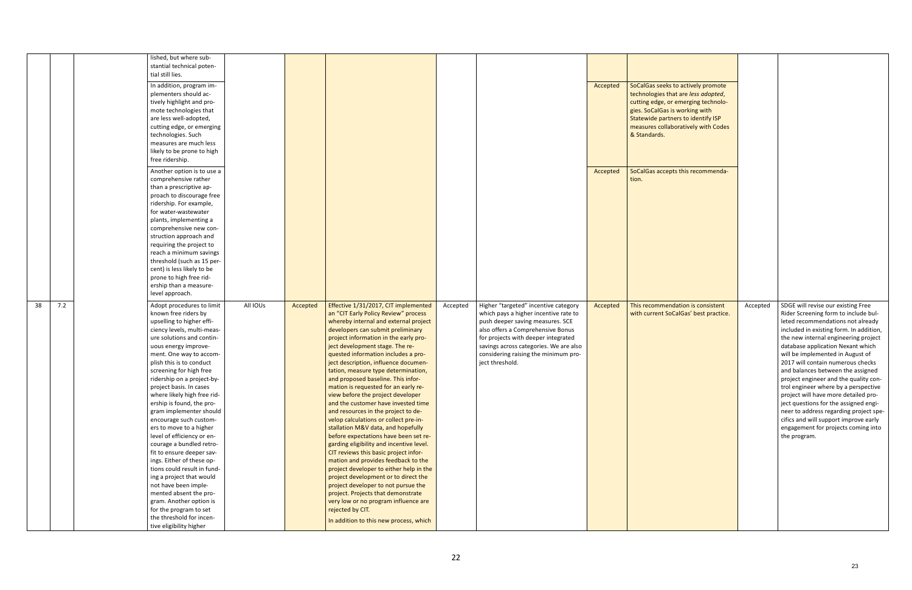| | | | | | | | | | | | |
|---|---|---|---|---|---|---|---|---|---|---|---|
| | | | lished, but where substantial technical potential still lies. | | | | | | | | |
| | | | In addition, program implementers should actively highlight and promote technologies that are less well-adopted, cutting edge, or emerging technologies. Such measures are much less likely to be prone to high free ridership. | | | | | Accepted | SoCalGas seeks to actively promote technologies that are *less adopted*, cutting edge, or emerging technologies. SoCalGas is working with Statewide partners to identify ISP measures collaboratively with Codes & Standards. | | |
| | | | Another option is to use a comprehensive rather than a prescriptive approach to discourage free ridership. For example, for water-wastewater plants, implementing a comprehensive new construction approach and requiring the project to reach a minimum savings threshold (such as 15 percent) is less likely to be prone to high free ridership than a measure-level approach. | | | | | Accepted | SoCalGas accepts this recommendation. | | |
| 38 | 7.2 | | Adopt procedures to limit known free riders by upselling to higher efficiency levels, multi-measure solutions and continuous energy improvement. One way to accomplish this is to conduct screening for high free ridership on a project-by-project basis. In cases where likely high free ridership is found, the program implementer should encourage such customers to move to a higher level of efficiency or encourage a bundled retrofit to ensure deeper savings. Either of these options could result in funding a project that would not have been implemented absent the program. Another option is for the program to set the threshold for incentive eligibility higher | All IOUs | Accepted | Effective 1/31/2017, CIT implemented an "CIT Early Policy Review" process whereby internal and external project developers can submit preliminary project information in the early project development stage. The requested information includes a project description, influence documentation, measure type determination, and proposed baseline. This information is requested for an early review before the project developer and the customer have invested time and resources in the project to develop calculations or collect pre-installation M&V data, and hopefully before expectations have been set regarding eligibility and incentive level. CIT reviews this basic project information and provides feedback to the project developer to either help in the project development or to direct the project developer to not pursue the project. Projects that demonstrate very low or no program influence are rejected by CIT.<br><br>In addition to this new process, which | Accepted | Higher "targeted" incentive category which pays a higher incentive rate to push deeper saving measures. SCE also offers a Comprehensive Bonus for projects with deeper integrated savings across categories. We are also considering raising the minimum project threshold. | Accepted | This recommendation is consistent with current SoCalGas' best practice. | Accepted | SDGE will revise our existing Free Rider Screening form to include bulleted recommendations not already included in existing form. In addition, the new internal engineering project database application Nexant which will be implemented in August of 2017 will contain numerous checks and balances between the assigned project engineer and the quality control engineer where by a perspective project will have more detailed project questions for the assigned engineer to address regarding project specifics and will support improve early engagement for projects coming into the program. |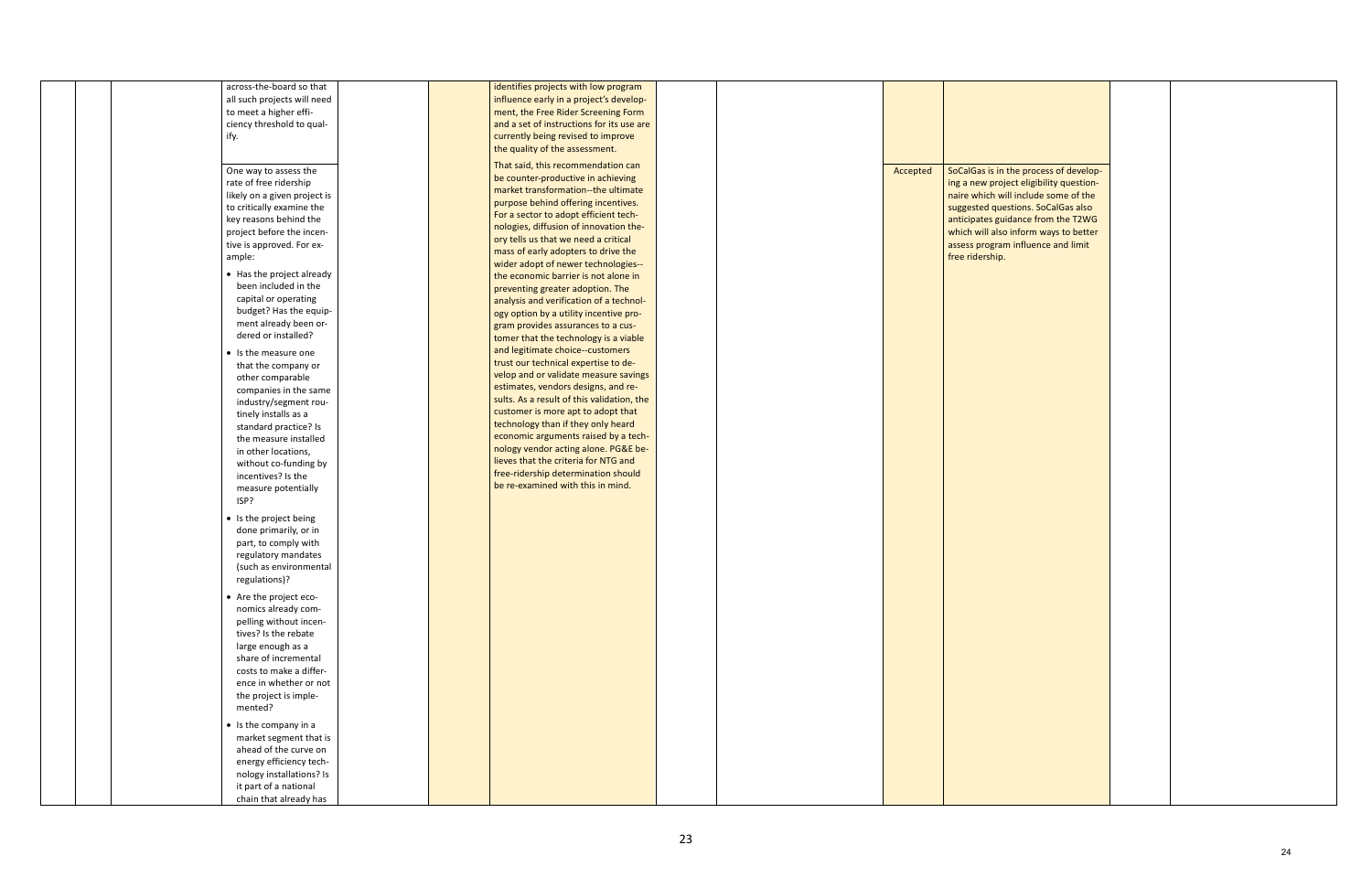| | | | | | | | | | | |
|---|---|---|---|---|---|---|---|---|---|---|
| | | | across-the-board so that all such projects will need to meet a higher efficiency threshold to qualify.<br><br>One way to assess the rate of free ridership likely on a given project is to critically examine the key reasons behind the project before the incentive is approved. For example:<br><br>• Has the project already been included in the capital or operating budget? Has the equipment already been ordered or installed?<br><br>• Is the measure one that the company or other comparable companies in the same industry/segment routinely installs as a standard practice? Is the measure installed in other locations, without co-funding by incentives? Is the measure potentially ISP?<br><br>• Is the project being done primarily, or in part, to comply with regulatory mandates (such as environmental regulations)?<br><br>• Are the project economics already compelling without incentives? Is the rebate large enough as a share of incremental costs to make a difference in whether or not the project is implemented?<br><br>• Is the company in a market segment that is ahead of the curve on energy efficiency technology installations? Is it part of a national chain that already has | | | identifies projects with low program influence early in a project's development, the Free Rider Screening Form and a set of instructions for its use are currently being revised to improve the quality of the assessment.<br><br>That said, this recommendation can be counter-productive in achieving market transformation--the ultimate purpose behind offering incentives. For a sector to adopt efficient technologies, diffusion of innovation theory tells us that we need a critical mass of early adopters to drive the wider adopt of newer technologies--the economic barrier is not alone in preventing greater adoption. The analysis and verification of a technology option by a utility incentive program provides assurances to a customer that the technology is a viable and legitimate choice--customers trust our technical expertise to develop and or validate measure savings estimates, vendors designs, and results. As a result of this validation, the customer is more apt to adopt that technology than if they only heard economic arguments raised by a technology vendor acting alone. PG&E believes that the criteria for NTG and free-ridership determination should be re-examined with this in mind. | | | Accepted | SoCalGas is in the process of developing a new project eligibility questionnaire which will include some of the suggested questions. SoCalGas also anticipates guidance from the T2WG which will also inform ways to better assess program influence and limit free ridership. | | |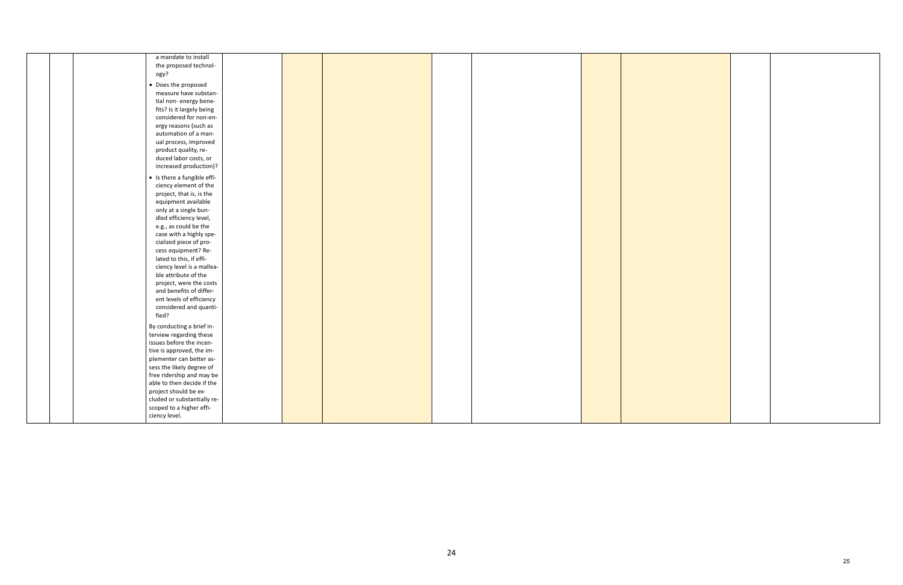| | | | | | | | | | | | | |
|---|---|---|---|---|---|---|---|---|---|---|---|---|
| | | | a mandate to install the proposed technology?<br>• Does the proposed measure have substantial non- energy benefits? Is it largely being considered for non-energy reasons (such as automation of a manual process, improved product quality, reduced labor costs, or increased production)?<br>• Is there a fungible efficiency element of the project, that is, is the equipment available only at a single bundled efficiency level, e.g., as could be the case with a highly specialized piece of process equipment? Related to this, if efficiency level is a malleable attribute of the project, were the costs and benefits of different levels of efficiency considered and quantified?<br>By conducting a brief interview regarding these issues before the incentive is approved, the implementer can better assess the likely degree of free ridership and may be able to then decide if the project should be excluded or substantially rescoped to a higher efficiency level. | | | | | | | | | |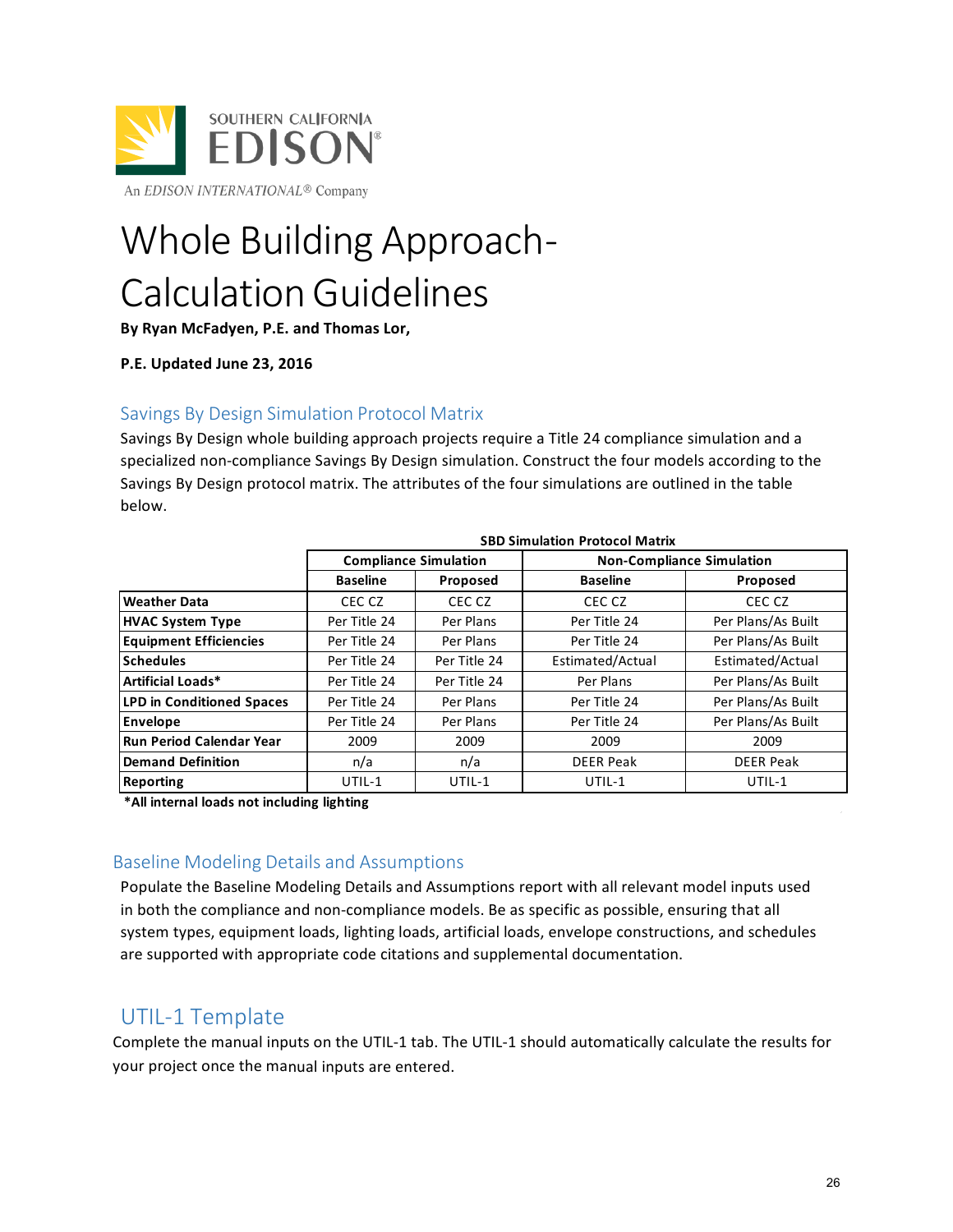SOUTHERN CALIFORNIA EDISON

An EDISON INTERNATIONAL® Company

# Whole Building Approach- Calculation Guidelines

**By Ryan McFadyen, P.E. and Thomas Lor,**

**P.E. Updated June 23, 2016**

## Savings By Design Simulation Protocol Matrix

Savings By Design whole building approach projects require a Title 24 compliance simulation and a specialized non-compliance Savings By Design simulation. Construct the four models according to the Savings By Design protocol matrix. The attributes of the four simulations are outlined in the table below.

**SBD Simulation Protocol Matrix**

| | Compliance Simulation | | Non-Compliance Simulation | |
|---|---|---|---|---|
| | **Baseline** | **Proposed** | **Baseline** | **Proposed** |
| **Weather Data** | CEC CZ | CEC CZ | CEC CZ | CEC CZ |
| **HVAC System Type** | Per Title 24 | Per Plans | Per Title 24 | Per Plans/As Built |
| **Equipment Efficiencies** | Per Title 24 | Per Plans | Per Title 24 | Per Plans/As Built |
| **Schedules** | Per Title 24 | Per Title 24 | Estimated/Actual | Estimated/Actual |
| **Artificial Loads*** | Per Title 24 | Per Title 24 | Per Plans | Per Plans/As Built |
| **LPD in Conditioned Spaces** | Per Title 24 | Per Plans | Per Title 24 | Per Plans/As Built |
| **Envelope** | Per Title 24 | Per Plans | Per Title 24 | Per Plans/As Built |
| **Run Period Calendar Year** | 2009 | 2009 | 2009 | 2009 |
| **Demand Definition** | n/a | n/a | DEER Peak | DEER Peak |
| **Reporting** | UTIL-1 | UTIL-1 | UTIL-1 | UTIL-1 |

***All internal loads not including lighting**

## Baseline Modeling Details and Assumptions

Populate the Baseline Modeling Details and Assumptions report with all relevant model inputs used in both the compliance and non-compliance models. Be as specific as possible, ensuring that all system types, equipment loads, lighting loads, artificial loads, envelope constructions, and schedules are supported with appropriate code citations and supplemental documentation.

## UTIL-1 Template

Complete the manual inputs on the UTIL-1 tab. The UTIL-1 should automatically calculate the results for your project once the manual inputs are entered.